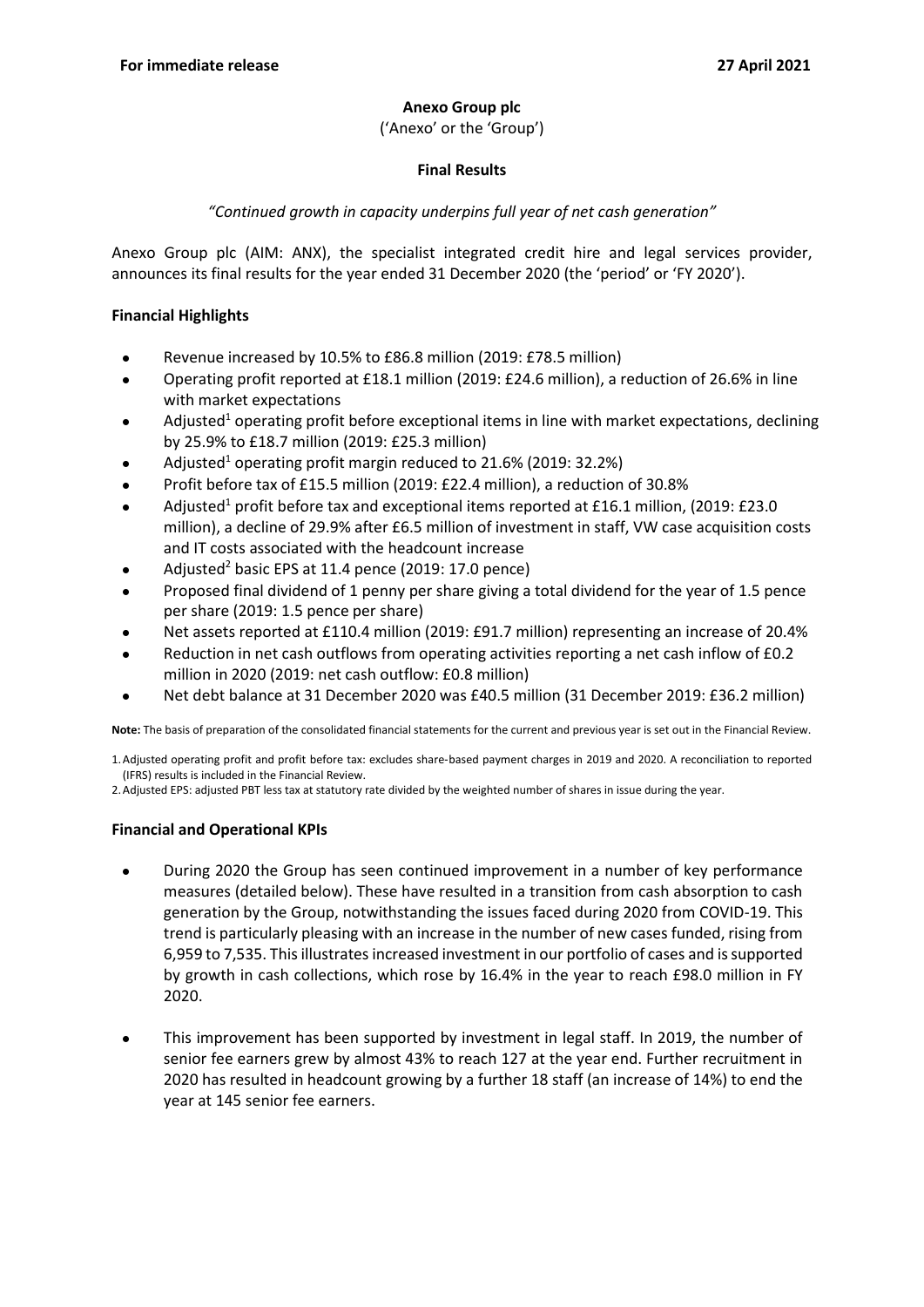**For immediate release** **27 April 2021**

**Anexo Group plc**

('Anexo' or the 'Group')

**Final Results**

*"Continued growth in capacity underpins full year of net cash generation"*

Anexo Group plc (AIM: ANX), the specialist integrated credit hire and legal services provider, announces its final results for the year ended 31 December 2020 (the 'period' or 'FY 2020').

**Financial Highlights**

- Revenue increased by 10.5% to £86.8 million (2019: £78.5 million)
- Operating profit reported at £18.1 million (2019: £24.6 million), a reduction of 26.6% in line with market expectations
- Adjusted[1] operating profit before exceptional items in line with market expectations, declining by 25.9% to £18.7 million (2019: £25.3 million)
- Adjusted[1] operating profit margin reduced to 21.6% (2019: 32.2%)
- Profit before tax of £15.5 million (2019: £22.4 million), a reduction of 30.8%
- Adjusted[1] profit before tax and exceptional items reported at £16.1 million, (2019: £23.0 million), a decline of 29.9% after £6.5 million of investment in staff, VW case acquisition costs and IT costs associated with the headcount increase
- Adjusted[2] basic EPS at 11.4 pence (2019: 17.0 pence)
- Proposed final dividend of 1 penny per share giving a total dividend for the year of 1.5 pence per share (2019: 1.5 pence per share)
- Net assets reported at £110.4 million (2019: £91.7 million) representing an increase of 20.4%
- Reduction in net cash outflows from operating activities reporting a net cash inflow of £0.2 million in 2020 (2019: net cash outflow: £0.8 million)
- Net debt balance at 31 December 2020 was £40.5 million (31 December 2019: £36.2 million)

**Note:** The basis of preparation of the consolidated financial statements for the current and previous year is set out in the Financial Review.

1. Adjusted operating profit and profit before tax: excludes share-based payment charges in 2019 and 2020. A reconciliation to reported (IFRS) results is included in the Financial Review.
2. Adjusted EPS: adjusted PBT less tax at statutory rate divided by the weighted number of shares in issue during the year.

**Financial and Operational KPIs**

- During 2020 the Group has seen continued improvement in a number of key performance measures (detailed below). These have resulted in a transition from cash absorption to cash generation by the Group, notwithstanding the issues faced during 2020 from COVID-19. This trend is particularly pleasing with an increase in the number of new cases funded, rising from 6,959 to 7,535. This illustrates increased investment in our portfolio of cases and is supported by growth in cash collections, which rose by 16.4% in the year to reach £98.0 million in FY 2020.
- This improvement has been supported by investment in legal staff. In 2019, the number of senior fee earners grew by almost 43% to reach 127 at the year end. Further recruitment in 2020 has resulted in headcount growing by a further 18 staff (an increase of 14%) to end the year at 145 senior fee earners.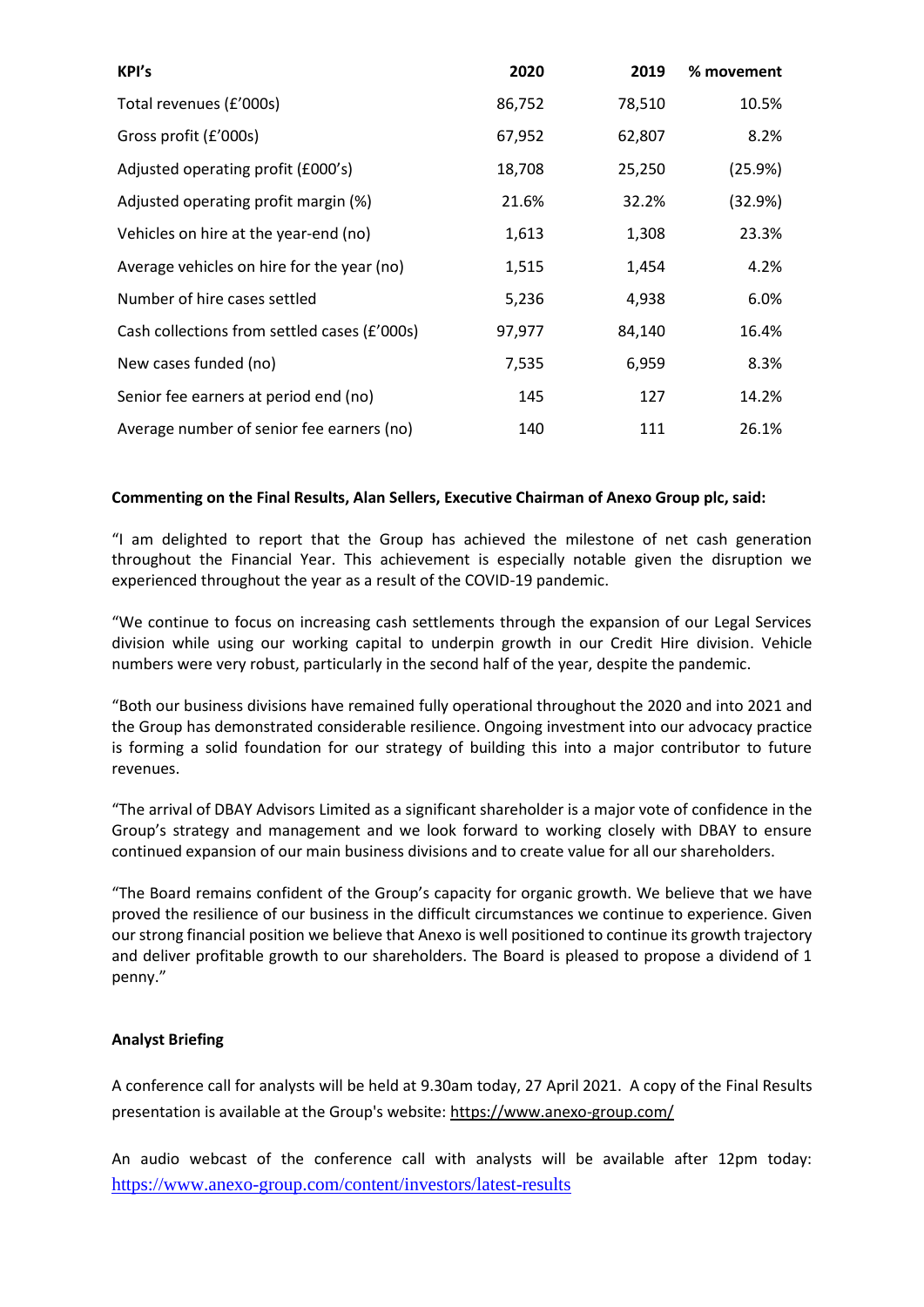| KPI's | 2020 | 2019 | % movement |
| --- | --- | --- | --- |
| Total revenues (£'000s) | 86,752 | 78,510 | 10.5% |
| Gross profit (£'000s) | 67,952 | 62,807 | 8.2% |
| Adjusted operating profit (£000's) | 18,708 | 25,250 | (25.9%) |
| Adjusted operating profit margin (%) | 21.6% | 32.2% | (32.9%) |
| Vehicles on hire at the year-end (no) | 1,613 | 1,308 | 23.3% |
| Average vehicles on hire for the year (no) | 1,515 | 1,454 | 4.2% |
| Number of hire cases settled | 5,236 | 4,938 | 6.0% |
| Cash collections from settled cases (£'000s) | 97,977 | 84,140 | 16.4% |
| New cases funded (no) | 7,535 | 6,959 | 8.3% |
| Senior fee earners at period end (no) | 145 | 127 | 14.2% |
| Average number of senior fee earners (no) | 140 | 111 | 26.1% |

**Commenting on the Final Results, Alan Sellers, Executive Chairman of Anexo Group plc, said:**

"I am delighted to report that the Group has achieved the milestone of net cash generation throughout the Financial Year. This achievement is especially notable given the disruption we experienced throughout the year as a result of the COVID-19 pandemic.

"We continue to focus on increasing cash settlements through the expansion of our Legal Services division while using our working capital to underpin growth in our Credit Hire division. Vehicle numbers were very robust, particularly in the second half of the year, despite the pandemic.

"Both our business divisions have remained fully operational throughout the 2020 and into 2021 and the Group has demonstrated considerable resilience. Ongoing investment into our advocacy practice is forming a solid foundation for our strategy of building this into a major contributor to future revenues.

"The arrival of DBAY Advisors Limited as a significant shareholder is a major vote of confidence in the Group's strategy and management and we look forward to working closely with DBAY to ensure continued expansion of our main business divisions and to create value for all our shareholders.

"The Board remains confident of the Group's capacity for organic growth. We believe that we have proved the resilience of our business in the difficult circumstances we continue to experience. Given our strong financial position we believe that Anexo is well positioned to continue its growth trajectory and deliver profitable growth to our shareholders. The Board is pleased to propose a dividend of 1 penny."

**Analyst Briefing**

A conference call for analysts will be held at 9.30am today, 27 April 2021. A copy of the Final Results presentation is available at the Group's website: https://www.anexo-group.com/

An audio webcast of the conference call with analysts will be available after 12pm today: https://www.anexo-group.com/content/investors/latest-results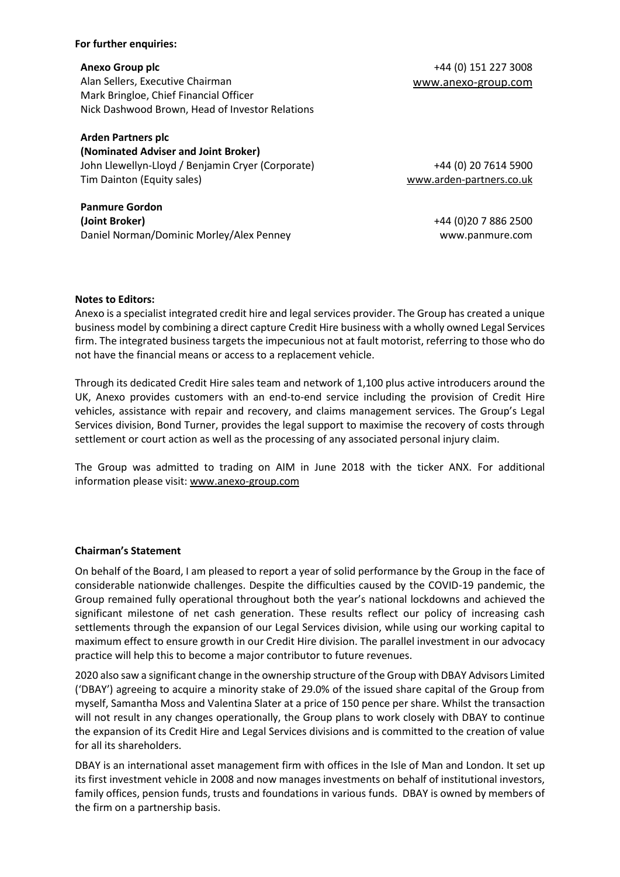**For further enquiries:**

**Anexo Group plc**
Alan Sellers, Executive Chairman
Mark Bringloe, Chief Financial Officer
Nick Dashwood Brown, Head of Investor Relations

+44 (0) 151 227 3008
www.anexo-group.com

**Arden Partners plc**
**(Nominated Adviser and Joint Broker)**
John Llewellyn-Lloyd / Benjamin Cryer (Corporate)
Tim Dainton (Equity sales)

+44 (0) 20 7614 5900
www.arden-partners.co.uk

**Panmure Gordon**
**(Joint Broker)**
Daniel Norman/Dominic Morley/Alex Penney

+44 (0)20 7 886 2500
www.panmure.com

**Notes to Editors:**

Anexo is a specialist integrated credit hire and legal services provider. The Group has created a unique business model by combining a direct capture Credit Hire business with a wholly owned Legal Services firm. The integrated business targets the impecunious not at fault motorist, referring to those who do not have the financial means or access to a replacement vehicle.

Through its dedicated Credit Hire sales team and network of 1,100 plus active introducers around the UK, Anexo provides customers with an end-to-end service including the provision of Credit Hire vehicles, assistance with repair and recovery, and claims management services. The Group's Legal Services division, Bond Turner, provides the legal support to maximise the recovery of costs through settlement or court action as well as the processing of any associated personal injury claim.

The Group was admitted to trading on AIM in June 2018 with the ticker ANX. For additional information please visit: www.anexo-group.com

**Chairman's Statement**

On behalf of the Board, I am pleased to report a year of solid performance by the Group in the face of considerable nationwide challenges. Despite the difficulties caused by the COVID-19 pandemic, the Group remained fully operational throughout both the year's national lockdowns and achieved the significant milestone of net cash generation. These results reflect our policy of increasing cash settlements through the expansion of our Legal Services division, while using our working capital to maximum effect to ensure growth in our Credit Hire division. The parallel investment in our advocacy practice will help this to become a major contributor to future revenues.

2020 also saw a significant change in the ownership structure of the Group with DBAY Advisors Limited ('DBAY') agreeing to acquire a minority stake of 29.0% of the issued share capital of the Group from myself, Samantha Moss and Valentina Slater at a price of 150 pence per share. Whilst the transaction will not result in any changes operationally, the Group plans to work closely with DBAY to continue the expansion of its Credit Hire and Legal Services divisions and is committed to the creation of value for all its shareholders.

DBAY is an international asset management firm with offices in the Isle of Man and London. It set up its first investment vehicle in 2008 and now manages investments on behalf of institutional investors, family offices, pension funds, trusts and foundations in various funds. DBAY is owned by members of the firm on a partnership basis.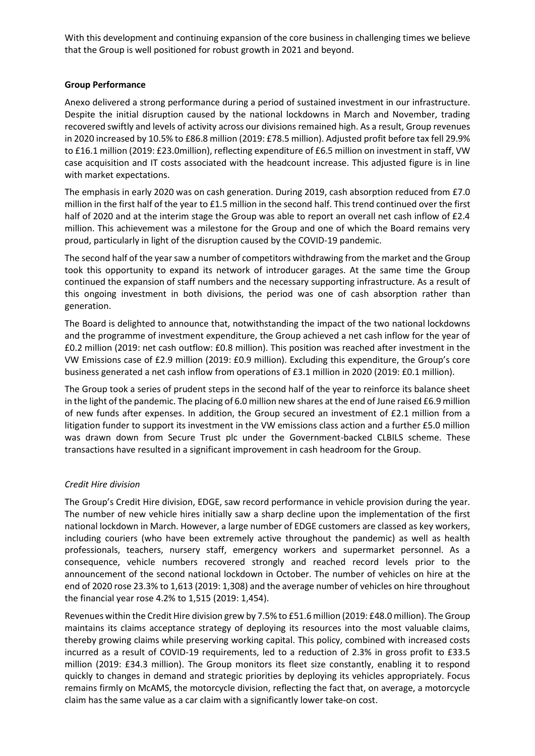With this development and continuing expansion of the core business in challenging times we believe that the Group is well positioned for robust growth in 2021 and beyond.

**Group Performance**

Anexo delivered a strong performance during a period of sustained investment in our infrastructure. Despite the initial disruption caused by the national lockdowns in March and November, trading recovered swiftly and levels of activity across our divisions remained high. As a result, Group revenues in 2020 increased by 10.5% to £86.8 million (2019: £78.5 million). Adjusted profit before tax fell 29.9% to £16.1 million (2019: £23.0million), reflecting expenditure of £6.5 million on investment in staff, VW case acquisition and IT costs associated with the headcount increase. This adjusted figure is in line with market expectations.

The emphasis in early 2020 was on cash generation. During 2019, cash absorption reduced from £7.0 million in the first half of the year to £1.5 million in the second half. This trend continued over the first half of 2020 and at the interim stage the Group was able to report an overall net cash inflow of £2.4 million. This achievement was a milestone for the Group and one of which the Board remains very proud, particularly in light of the disruption caused by the COVID-19 pandemic.

The second half of the year saw a number of competitors withdrawing from the market and the Group took this opportunity to expand its network of introducer garages. At the same time the Group continued the expansion of staff numbers and the necessary supporting infrastructure. As a result of this ongoing investment in both divisions, the period was one of cash absorption rather than generation.

The Board is delighted to announce that, notwithstanding the impact of the two national lockdowns and the programme of investment expenditure, the Group achieved a net cash inflow for the year of £0.2 million (2019: net cash outflow: £0.8 million). This position was reached after investment in the VW Emissions case of £2.9 million (2019: £0.9 million). Excluding this expenditure, the Group's core business generated a net cash inflow from operations of £3.1 million in 2020 (2019: £0.1 million).

The Group took a series of prudent steps in the second half of the year to reinforce its balance sheet in the light of the pandemic. The placing of 6.0 million new shares at the end of June raised £6.9 million of new funds after expenses. In addition, the Group secured an investment of £2.1 million from a litigation funder to support its investment in the VW emissions class action and a further £5.0 million was drawn down from Secure Trust plc under the Government-backed CLBILS scheme. These transactions have resulted in a significant improvement in cash headroom for the Group.

*Credit Hire division*

The Group's Credit Hire division, EDGE, saw record performance in vehicle provision during the year. The number of new vehicle hires initially saw a sharp decline upon the implementation of the first national lockdown in March. However, a large number of EDGE customers are classed as key workers, including couriers (who have been extremely active throughout the pandemic) as well as health professionals, teachers, nursery staff, emergency workers and supermarket personnel. As a consequence, vehicle numbers recovered strongly and reached record levels prior to the announcement of the second national lockdown in October. The number of vehicles on hire at the end of 2020 rose 23.3% to 1,613 (2019: 1,308) and the average number of vehicles on hire throughout the financial year rose 4.2% to 1,515 (2019: 1,454).

Revenues within the Credit Hire division grew by 7.5% to £51.6 million (2019: £48.0 million). The Group maintains its claims acceptance strategy of deploying its resources into the most valuable claims, thereby growing claims while preserving working capital. This policy, combined with increased costs incurred as a result of COVID-19 requirements, led to a reduction of 2.3% in gross profit to £33.5 million (2019: £34.3 million). The Group monitors its fleet size constantly, enabling it to respond quickly to changes in demand and strategic priorities by deploying its vehicles appropriately. Focus remains firmly on McAMS, the motorcycle division, reflecting the fact that, on average, a motorcycle claim has the same value as a car claim with a significantly lower take-on cost.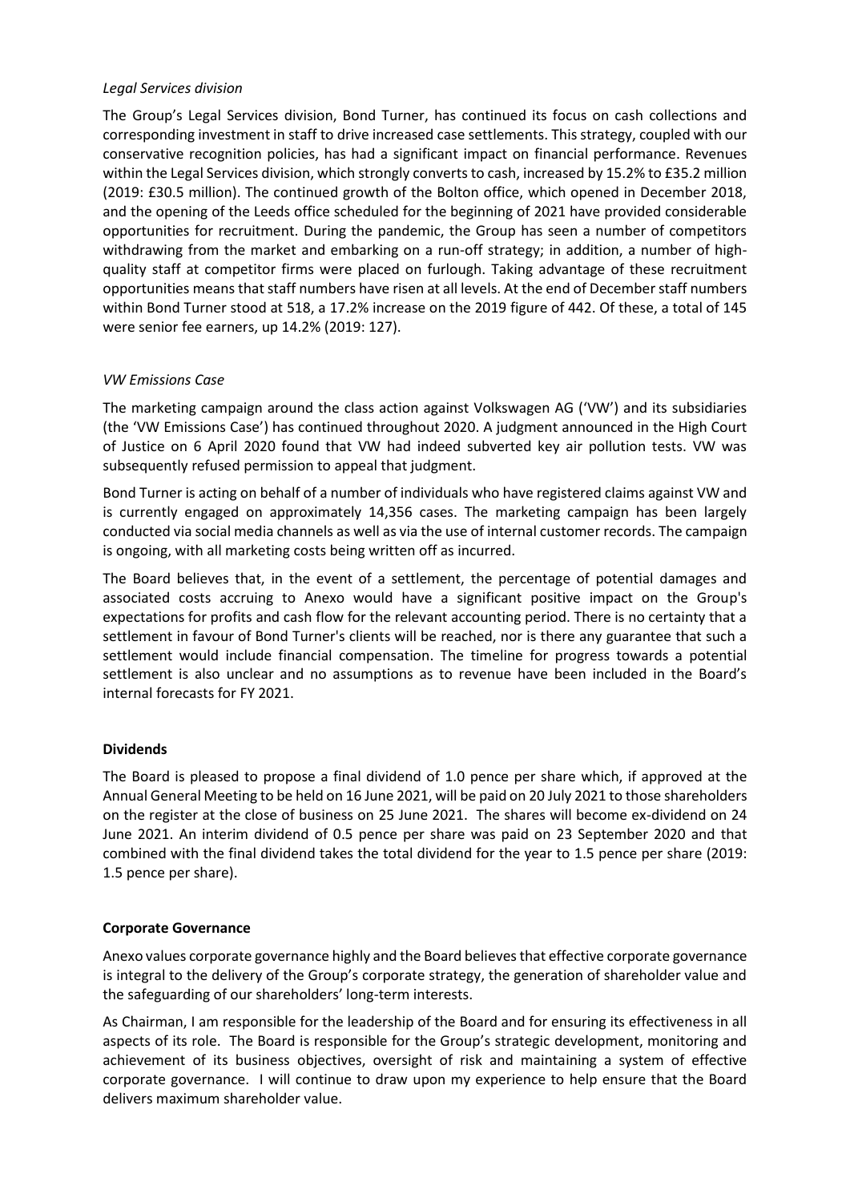*Legal Services division*

The Group's Legal Services division, Bond Turner, has continued its focus on cash collections and corresponding investment in staff to drive increased case settlements. This strategy, coupled with our conservative recognition policies, has had a significant impact on financial performance. Revenues within the Legal Services division, which strongly converts to cash, increased by 15.2% to £35.2 million (2019: £30.5 million). The continued growth of the Bolton office, which opened in December 2018, and the opening of the Leeds office scheduled for the beginning of 2021 have provided considerable opportunities for recruitment. During the pandemic, the Group has seen a number of competitors withdrawing from the market and embarking on a run-off strategy; in addition, a number of high-quality staff at competitor firms were placed on furlough. Taking advantage of these recruitment opportunities means that staff numbers have risen at all levels. At the end of December staff numbers within Bond Turner stood at 518, a 17.2% increase on the 2019 figure of 442. Of these, a total of 145 were senior fee earners, up 14.2% (2019: 127).

*VW Emissions Case*

The marketing campaign around the class action against Volkswagen AG ('VW') and its subsidiaries (the 'VW Emissions Case') has continued throughout 2020. A judgment announced in the High Court of Justice on 6 April 2020 found that VW had indeed subverted key air pollution tests. VW was subsequently refused permission to appeal that judgment.

Bond Turner is acting on behalf of a number of individuals who have registered claims against VW and is currently engaged on approximately 14,356 cases. The marketing campaign has been largely conducted via social media channels as well as via the use of internal customer records. The campaign is ongoing, with all marketing costs being written off as incurred.

The Board believes that, in the event of a settlement, the percentage of potential damages and associated costs accruing to Anexo would have a significant positive impact on the Group's expectations for profits and cash flow for the relevant accounting period. There is no certainty that a settlement in favour of Bond Turner's clients will be reached, nor is there any guarantee that such a settlement would include financial compensation. The timeline for progress towards a potential settlement is also unclear and no assumptions as to revenue have been included in the Board's internal forecasts for FY 2021.

**Dividends**

The Board is pleased to propose a final dividend of 1.0 pence per share which, if approved at the Annual General Meeting to be held on 16 June 2021, will be paid on 20 July 2021 to those shareholders on the register at the close of business on 25 June 2021. The shares will become ex-dividend on 24 June 2021. An interim dividend of 0.5 pence per share was paid on 23 September 2020 and that combined with the final dividend takes the total dividend for the year to 1.5 pence per share (2019: 1.5 pence per share).

**Corporate Governance**

Anexo values corporate governance highly and the Board believes that effective corporate governance is integral to the delivery of the Group's corporate strategy, the generation of shareholder value and the safeguarding of our shareholders' long-term interests.

As Chairman, I am responsible for the leadership of the Board and for ensuring its effectiveness in all aspects of its role. The Board is responsible for the Group's strategic development, monitoring and achievement of its business objectives, oversight of risk and maintaining a system of effective corporate governance. I will continue to draw upon my experience to help ensure that the Board delivers maximum shareholder value.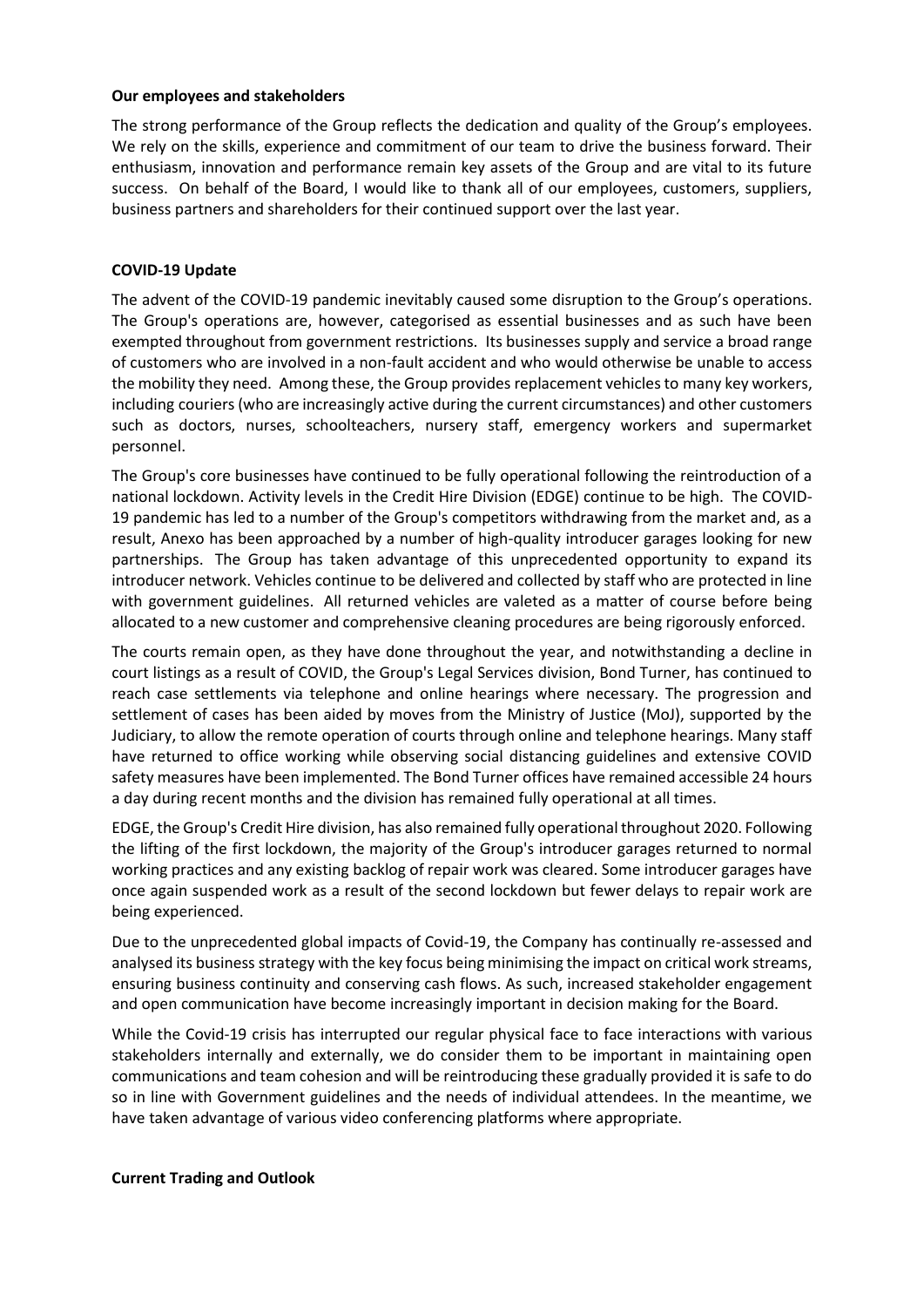**Our employees and stakeholders**

The strong performance of the Group reflects the dedication and quality of the Group's employees. We rely on the skills, experience and commitment of our team to drive the business forward. Their enthusiasm, innovation and performance remain key assets of the Group and are vital to its future success. On behalf of the Board, I would like to thank all of our employees, customers, suppliers, business partners and shareholders for their continued support over the last year.

**COVID-19 Update**

The advent of the COVID-19 pandemic inevitably caused some disruption to the Group's operations. The Group's operations are, however, categorised as essential businesses and as such have been exempted throughout from government restrictions. Its businesses supply and service a broad range of customers who are involved in a non-fault accident and who would otherwise be unable to access the mobility they need. Among these, the Group provides replacement vehicles to many key workers, including couriers (who are increasingly active during the current circumstances) and other customers such as doctors, nurses, schoolteachers, nursery staff, emergency workers and supermarket personnel.

The Group's core businesses have continued to be fully operational following the reintroduction of a national lockdown. Activity levels in the Credit Hire Division (EDGE) continue to be high. The COVID-19 pandemic has led to a number of the Group's competitors withdrawing from the market and, as a result, Anexo has been approached by a number of high-quality introducer garages looking for new partnerships. The Group has taken advantage of this unprecedented opportunity to expand its introducer network. Vehicles continue to be delivered and collected by staff who are protected in line with government guidelines. All returned vehicles are valeted as a matter of course before being allocated to a new customer and comprehensive cleaning procedures are being rigorously enforced.

The courts remain open, as they have done throughout the year, and notwithstanding a decline in court listings as a result of COVID, the Group's Legal Services division, Bond Turner, has continued to reach case settlements via telephone and online hearings where necessary. The progression and settlement of cases has been aided by moves from the Ministry of Justice (MoJ), supported by the Judiciary, to allow the remote operation of courts through online and telephone hearings. Many staff have returned to office working while observing social distancing guidelines and extensive COVID safety measures have been implemented. The Bond Turner offices have remained accessible 24 hours a day during recent months and the division has remained fully operational at all times.

EDGE, the Group's Credit Hire division, has also remained fully operational throughout 2020. Following the lifting of the first lockdown, the majority of the Group's introducer garages returned to normal working practices and any existing backlog of repair work was cleared. Some introducer garages have once again suspended work as a result of the second lockdown but fewer delays to repair work are being experienced.

Due to the unprecedented global impacts of Covid-19, the Company has continually re-assessed and analysed its business strategy with the key focus being minimising the impact on critical work streams, ensuring business continuity and conserving cash flows. As such, increased stakeholder engagement and open communication have become increasingly important in decision making for the Board.

While the Covid-19 crisis has interrupted our regular physical face to face interactions with various stakeholders internally and externally, we do consider them to be important in maintaining open communications and team cohesion and will be reintroducing these gradually provided it is safe to do so in line with Government guidelines and the needs of individual attendees. In the meantime, we have taken advantage of various video conferencing platforms where appropriate.

**Current Trading and Outlook**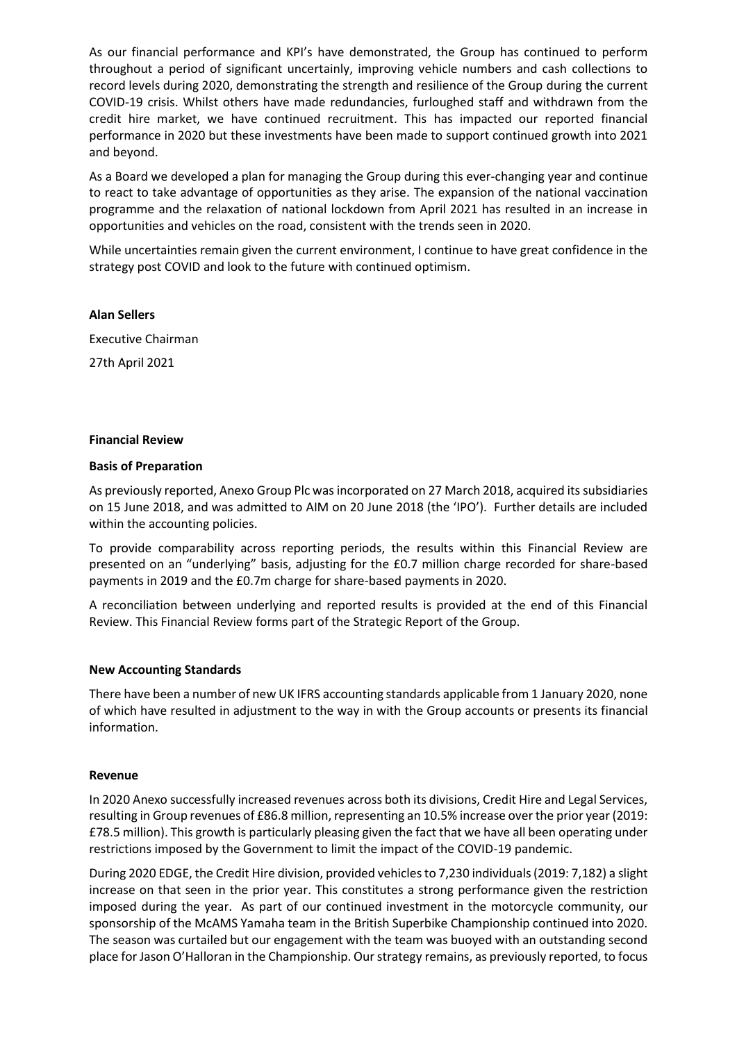As our financial performance and KPI's have demonstrated, the Group has continued to perform throughout a period of significant uncertainly, improving vehicle numbers and cash collections to record levels during 2020, demonstrating the strength and resilience of the Group during the current COVID-19 crisis. Whilst others have made redundancies, furloughed staff and withdrawn from the credit hire market, we have continued recruitment. This has impacted our reported financial performance in 2020 but these investments have been made to support continued growth into 2021 and beyond.

As a Board we developed a plan for managing the Group during this ever-changing year and continue to react to take advantage of opportunities as they arise. The expansion of the national vaccination programme and the relaxation of national lockdown from April 2021 has resulted in an increase in opportunities and vehicles on the road, consistent with the trends seen in 2020.

While uncertainties remain given the current environment, I continue to have great confidence in the strategy post COVID and look to the future with continued optimism.

**Alan Sellers**

Executive Chairman

27th April 2021

**Financial Review**

**Basis of Preparation**

As previously reported, Anexo Group Plc was incorporated on 27 March 2018, acquired its subsidiaries on 15 June 2018, and was admitted to AIM on 20 June 2018 (the 'IPO'). Further details are included within the accounting policies.

To provide comparability across reporting periods, the results within this Financial Review are presented on an "underlying" basis, adjusting for the £0.7 million charge recorded for share-based payments in 2019 and the £0.7m charge for share-based payments in 2020.

A reconciliation between underlying and reported results is provided at the end of this Financial Review. This Financial Review forms part of the Strategic Report of the Group.

**New Accounting Standards**

There have been a number of new UK IFRS accounting standards applicable from 1 January 2020, none of which have resulted in adjustment to the way in with the Group accounts or presents its financial information.

**Revenue**

In 2020 Anexo successfully increased revenues across both its divisions, Credit Hire and Legal Services, resulting in Group revenues of £86.8 million, representing an 10.5% increase over the prior year (2019: £78.5 million). This growth is particularly pleasing given the fact that we have all been operating under restrictions imposed by the Government to limit the impact of the COVID-19 pandemic.

During 2020 EDGE, the Credit Hire division, provided vehicles to 7,230 individuals (2019: 7,182) a slight increase on that seen in the prior year. This constitutes a strong performance given the restriction imposed during the year. As part of our continued investment in the motorcycle community, our sponsorship of the McAMS Yamaha team in the British Superbike Championship continued into 2020. The season was curtailed but our engagement with the team was buoyed with an outstanding second place for Jason O'Halloran in the Championship. Our strategy remains, as previously reported, to focus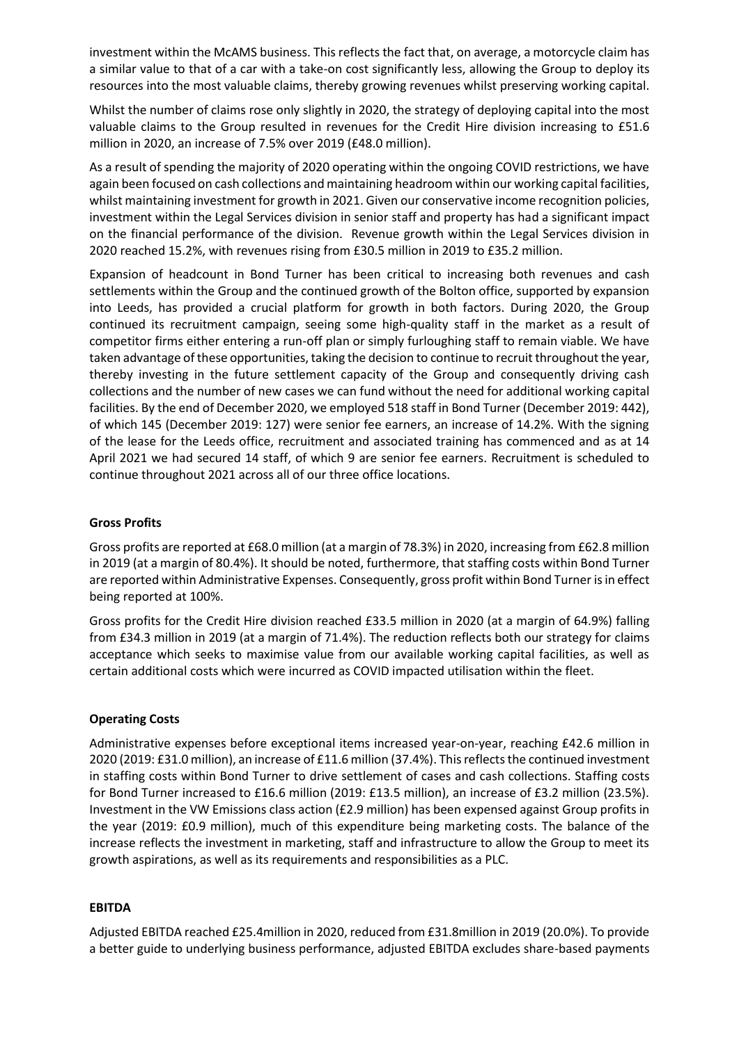investment within the McAMS business. This reflects the fact that, on average, a motorcycle claim has a similar value to that of a car with a take-on cost significantly less, allowing the Group to deploy its resources into the most valuable claims, thereby growing revenues whilst preserving working capital.

Whilst the number of claims rose only slightly in 2020, the strategy of deploying capital into the most valuable claims to the Group resulted in revenues for the Credit Hire division increasing to £51.6 million in 2020, an increase of 7.5% over 2019 (£48.0 million).

As a result of spending the majority of 2020 operating within the ongoing COVID restrictions, we have again been focused on cash collections and maintaining headroom within our working capital facilities, whilst maintaining investment for growth in 2021. Given our conservative income recognition policies, investment within the Legal Services division in senior staff and property has had a significant impact on the financial performance of the division. Revenue growth within the Legal Services division in 2020 reached 15.2%, with revenues rising from £30.5 million in 2019 to £35.2 million.

Expansion of headcount in Bond Turner has been critical to increasing both revenues and cash settlements within the Group and the continued growth of the Bolton office, supported by expansion into Leeds, has provided a crucial platform for growth in both factors. During 2020, the Group continued its recruitment campaign, seeing some high-quality staff in the market as a result of competitor firms either entering a run-off plan or simply furloughing staff to remain viable. We have taken advantage of these opportunities, taking the decision to continue to recruit throughout the year, thereby investing in the future settlement capacity of the Group and consequently driving cash collections and the number of new cases we can fund without the need for additional working capital facilities. By the end of December 2020, we employed 518 staff in Bond Turner (December 2019: 442), of which 145 (December 2019: 127) were senior fee earners, an increase of 14.2%. With the signing of the lease for the Leeds office, recruitment and associated training has commenced and as at 14 April 2021 we had secured 14 staff, of which 9 are senior fee earners. Recruitment is scheduled to continue throughout 2021 across all of our three office locations.

**Gross Profits**

Gross profits are reported at £68.0 million (at a margin of 78.3%) in 2020, increasing from £62.8 million in 2019 (at a margin of 80.4%). It should be noted, furthermore, that staffing costs within Bond Turner are reported within Administrative Expenses. Consequently, gross profit within Bond Turner is in effect being reported at 100%.

Gross profits for the Credit Hire division reached £33.5 million in 2020 (at a margin of 64.9%) falling from £34.3 million in 2019 (at a margin of 71.4%). The reduction reflects both our strategy for claims acceptance which seeks to maximise value from our available working capital facilities, as well as certain additional costs which were incurred as COVID impacted utilisation within the fleet.

**Operating Costs**

Administrative expenses before exceptional items increased year-on-year, reaching £42.6 million in 2020 (2019: £31.0 million), an increase of £11.6 million (37.4%). This reflects the continued investment in staffing costs within Bond Turner to drive settlement of cases and cash collections. Staffing costs for Bond Turner increased to £16.6 million (2019: £13.5 million), an increase of £3.2 million (23.5%). Investment in the VW Emissions class action (£2.9 million) has been expensed against Group profits in the year (2019: £0.9 million), much of this expenditure being marketing costs. The balance of the increase reflects the investment in marketing, staff and infrastructure to allow the Group to meet its growth aspirations, as well as its requirements and responsibilities as a PLC.

**EBITDA**

Adjusted EBITDA reached £25.4million in 2020, reduced from £31.8million in 2019 (20.0%). To provide a better guide to underlying business performance, adjusted EBITDA excludes share-based payments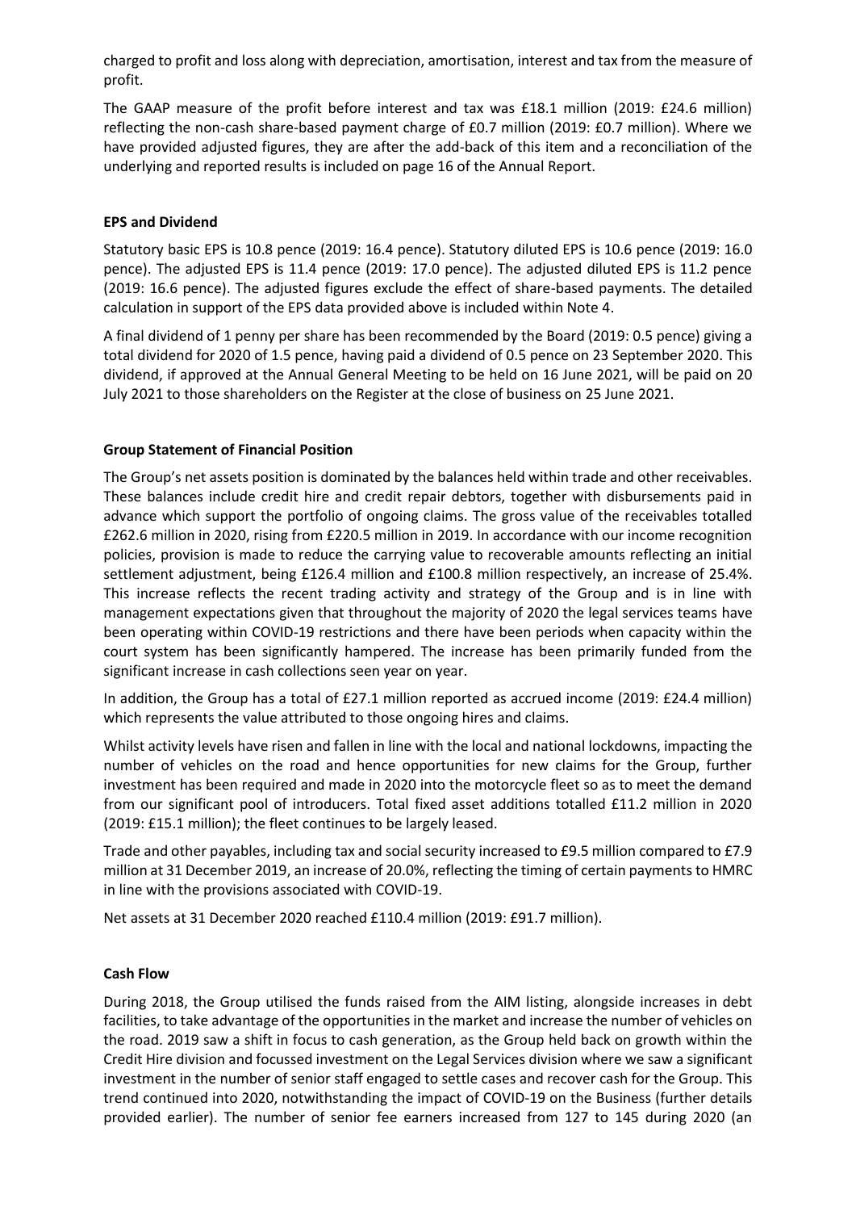charged to profit and loss along with depreciation, amortisation, interest and tax from the measure of profit.

The GAAP measure of the profit before interest and tax was £18.1 million (2019: £24.6 million) reflecting the non-cash share-based payment charge of £0.7 million (2019: £0.7 million). Where we have provided adjusted figures, they are after the add-back of this item and a reconciliation of the underlying and reported results is included on page 16 of the Annual Report.

**EPS and Dividend**

Statutory basic EPS is 10.8 pence (2019: 16.4 pence). Statutory diluted EPS is 10.6 pence (2019: 16.0 pence). The adjusted EPS is 11.4 pence (2019: 17.0 pence). The adjusted diluted EPS is 11.2 pence (2019: 16.6 pence). The adjusted figures exclude the effect of share-based payments. The detailed calculation in support of the EPS data provided above is included within Note 4.

A final dividend of 1 penny per share has been recommended by the Board (2019: 0.5 pence) giving a total dividend for 2020 of 1.5 pence, having paid a dividend of 0.5 pence on 23 September 2020. This dividend, if approved at the Annual General Meeting to be held on 16 June 2021, will be paid on 20 July 2021 to those shareholders on the Register at the close of business on 25 June 2021.

**Group Statement of Financial Position**

The Group's net assets position is dominated by the balances held within trade and other receivables. These balances include credit hire and credit repair debtors, together with disbursements paid in advance which support the portfolio of ongoing claims. The gross value of the receivables totalled £262.6 million in 2020, rising from £220.5 million in 2019. In accordance with our income recognition policies, provision is made to reduce the carrying value to recoverable amounts reflecting an initial settlement adjustment, being £126.4 million and £100.8 million respectively, an increase of 25.4%. This increase reflects the recent trading activity and strategy of the Group and is in line with management expectations given that throughout the majority of 2020 the legal services teams have been operating within COVID-19 restrictions and there have been periods when capacity within the court system has been significantly hampered. The increase has been primarily funded from the significant increase in cash collections seen year on year.

In addition, the Group has a total of £27.1 million reported as accrued income (2019: £24.4 million) which represents the value attributed to those ongoing hires and claims.

Whilst activity levels have risen and fallen in line with the local and national lockdowns, impacting the number of vehicles on the road and hence opportunities for new claims for the Group, further investment has been required and made in 2020 into the motorcycle fleet so as to meet the demand from our significant pool of introducers. Total fixed asset additions totalled £11.2 million in 2020 (2019: £15.1 million); the fleet continues to be largely leased.

Trade and other payables, including tax and social security increased to £9.5 million compared to £7.9 million at 31 December 2019, an increase of 20.0%, reflecting the timing of certain payments to HMRC in line with the provisions associated with COVID-19.

Net assets at 31 December 2020 reached £110.4 million (2019: £91.7 million).

**Cash Flow**

During 2018, the Group utilised the funds raised from the AIM listing, alongside increases in debt facilities, to take advantage of the opportunities in the market and increase the number of vehicles on the road. 2019 saw a shift in focus to cash generation, as the Group held back on growth within the Credit Hire division and focussed investment on the Legal Services division where we saw a significant investment in the number of senior staff engaged to settle cases and recover cash for the Group. This trend continued into 2020, notwithstanding the impact of COVID-19 on the Business (further details provided earlier). The number of senior fee earners increased from 127 to 145 during 2020 (an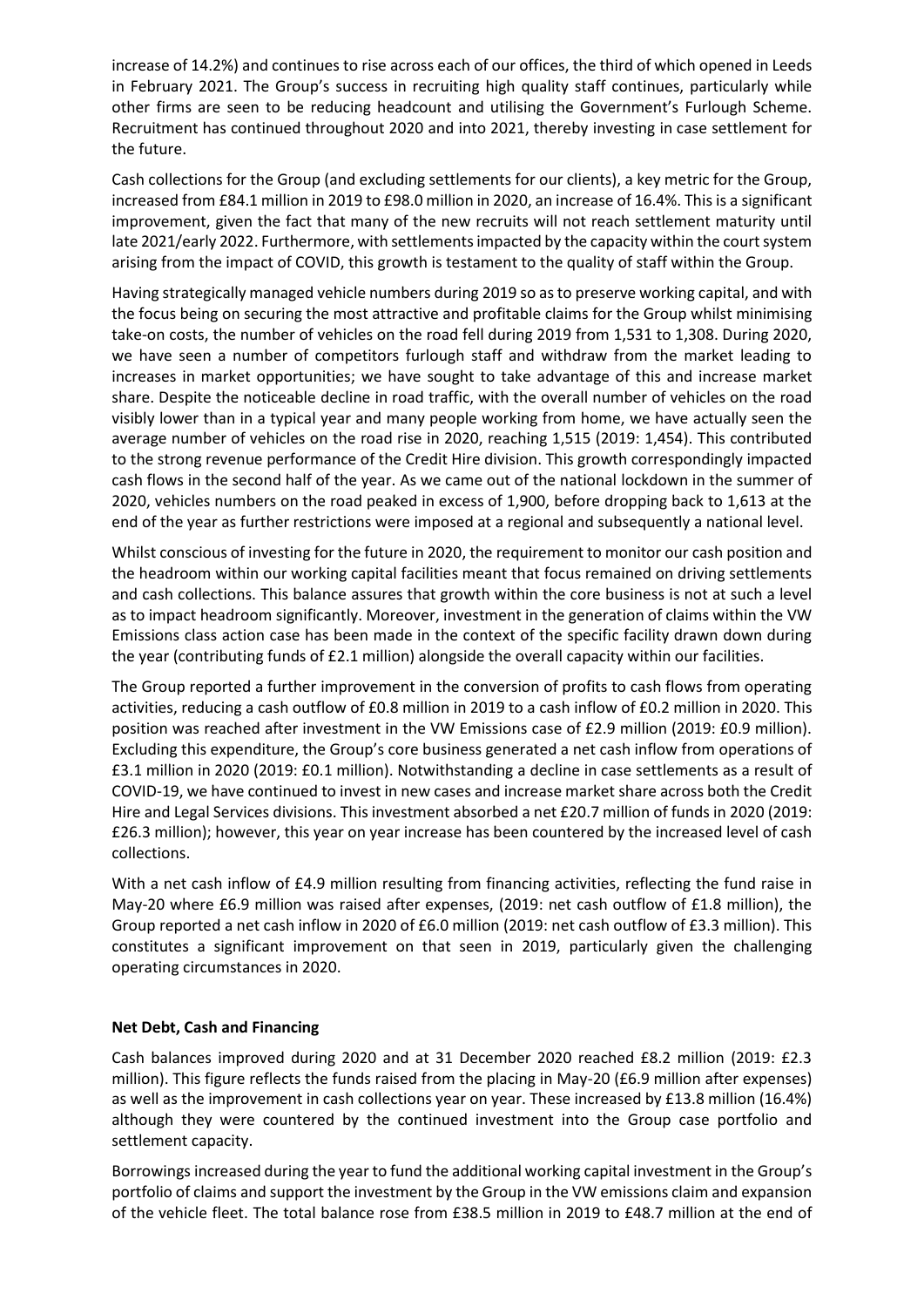increase of 14.2%) and continues to rise across each of our offices, the third of which opened in Leeds in February 2021. The Group's success in recruiting high quality staff continues, particularly while other firms are seen to be reducing headcount and utilising the Government's Furlough Scheme. Recruitment has continued throughout 2020 and into 2021, thereby investing in case settlement for the future.

Cash collections for the Group (and excluding settlements for our clients), a key metric for the Group, increased from £84.1 million in 2019 to £98.0 million in 2020, an increase of 16.4%. This is a significant improvement, given the fact that many of the new recruits will not reach settlement maturity until late 2021/early 2022. Furthermore, with settlements impacted by the capacity within the court system arising from the impact of COVID, this growth is testament to the quality of staff within the Group.

Having strategically managed vehicle numbers during 2019 so as to preserve working capital, and with the focus being on securing the most attractive and profitable claims for the Group whilst minimising take-on costs, the number of vehicles on the road fell during 2019 from 1,531 to 1,308. During 2020, we have seen a number of competitors furlough staff and withdraw from the market leading to increases in market opportunities; we have sought to take advantage of this and increase market share. Despite the noticeable decline in road traffic, with the overall number of vehicles on the road visibly lower than in a typical year and many people working from home, we have actually seen the average number of vehicles on the road rise in 2020, reaching 1,515 (2019: 1,454). This contributed to the strong revenue performance of the Credit Hire division. This growth correspondingly impacted cash flows in the second half of the year. As we came out of the national lockdown in the summer of 2020, vehicles numbers on the road peaked in excess of 1,900, before dropping back to 1,613 at the end of the year as further restrictions were imposed at a regional and subsequently a national level.

Whilst conscious of investing for the future in 2020, the requirement to monitor our cash position and the headroom within our working capital facilities meant that focus remained on driving settlements and cash collections. This balance assures that growth within the core business is not at such a level as to impact headroom significantly. Moreover, investment in the generation of claims within the VW Emissions class action case has been made in the context of the specific facility drawn down during the year (contributing funds of £2.1 million) alongside the overall capacity within our facilities.

The Group reported a further improvement in the conversion of profits to cash flows from operating activities, reducing a cash outflow of £0.8 million in 2019 to a cash inflow of £0.2 million in 2020. This position was reached after investment in the VW Emissions case of £2.9 million (2019: £0.9 million). Excluding this expenditure, the Group's core business generated a net cash inflow from operations of £3.1 million in 2020 (2019: £0.1 million). Notwithstanding a decline in case settlements as a result of COVID-19, we have continued to invest in new cases and increase market share across both the Credit Hire and Legal Services divisions. This investment absorbed a net £20.7 million of funds in 2020 (2019: £26.3 million); however, this year on year increase has been countered by the increased level of cash collections.

With a net cash inflow of £4.9 million resulting from financing activities, reflecting the fund raise in May-20 where £6.9 million was raised after expenses, (2019: net cash outflow of £1.8 million), the Group reported a net cash inflow in 2020 of £6.0 million (2019: net cash outflow of £3.3 million). This constitutes a significant improvement on that seen in 2019, particularly given the challenging operating circumstances in 2020.

**Net Debt, Cash and Financing**

Cash balances improved during 2020 and at 31 December 2020 reached £8.2 million (2019: £2.3 million). This figure reflects the funds raised from the placing in May-20 (£6.9 million after expenses) as well as the improvement in cash collections year on year. These increased by £13.8 million (16.4%) although they were countered by the continued investment into the Group case portfolio and settlement capacity.

Borrowings increased during the year to fund the additional working capital investment in the Group's portfolio of claims and support the investment by the Group in the VW emissions claim and expansion of the vehicle fleet. The total balance rose from £38.5 million in 2019 to £48.7 million at the end of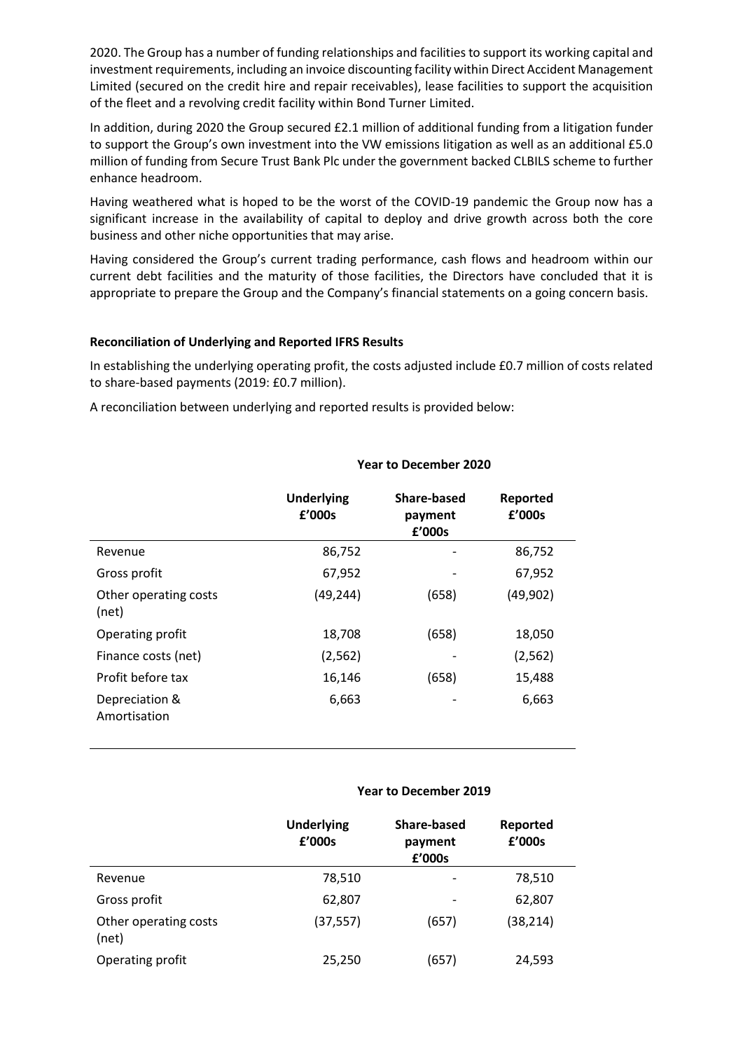2020. The Group has a number of funding relationships and facilities to support its working capital and investment requirements, including an invoice discounting facility within Direct Accident Management Limited (secured on the credit hire and repair receivables), lease facilities to support the acquisition of the fleet and a revolving credit facility within Bond Turner Limited.

In addition, during 2020 the Group secured £2.1 million of additional funding from a litigation funder to support the Group's own investment into the VW emissions litigation as well as an additional £5.0 million of funding from Secure Trust Bank Plc under the government backed CLBILS scheme to further enhance headroom.

Having weathered what is hoped to be the worst of the COVID-19 pandemic the Group now has a significant increase in the availability of capital to deploy and drive growth across both the core business and other niche opportunities that may arise.

Having considered the Group's current trading performance, cash flows and headroom within our current debt facilities and the maturity of those facilities, the Directors have concluded that it is appropriate to prepare the Group and the Company's financial statements on a going concern basis.

**Reconciliation of Underlying and Reported IFRS Results**

In establishing the underlying operating profit, the costs adjusted include £0.7 million of costs related to share-based payments (2019: £0.7 million).

A reconciliation between underlying and reported results is provided below:

| | Year to December 2020 | | |
|---|---|---|---|
| | **Underlying £'000s** | **Share-based payment £'000s** | **Reported £'000s** |
| Revenue | 86,752 | - | 86,752 |
| Gross profit | 67,952 | - | 67,952 |
| Other operating costs (net) | (49,244) | (658) | (49,902) |
| Operating profit | 18,708 | (658) | 18,050 |
| Finance costs (net) | (2,562) | - | (2,562) |
| Profit before tax | 16,146 | (658) | 15,488 |
| Depreciation & Amortisation | 6,663 | - | 6,663 |

| | Year to December 2019 | | |
|---|---|---|---|
| | **Underlying £'000s** | **Share-based payment £'000s** | **Reported £'000s** |
| Revenue | 78,510 | - | 78,510 |
| Gross profit | 62,807 | - | 62,807 |
| Other operating costs (net) | (37,557) | (657) | (38,214) |
| Operating profit | 25,250 | (657) | 24,593 |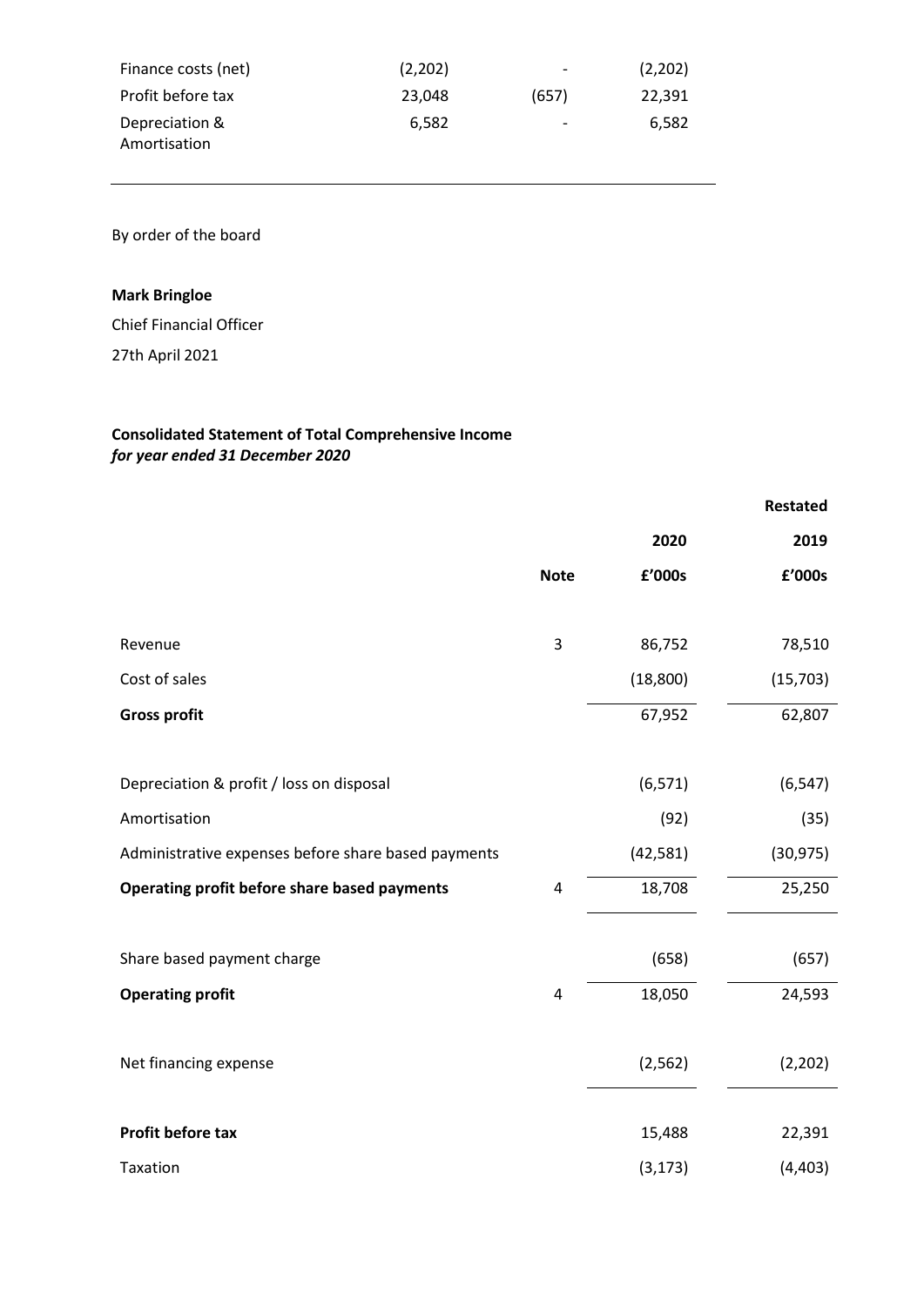| | | | |
|---|---|---|---|
| Finance costs (net) | (2,202) | - | (2,202) |
| Profit before tax | 23,048 | (657) | 22,391 |
| Depreciation & Amortisation | 6,582 | - | 6,582 |

By order of the board

**Mark Bringloe**

Chief Financial Officer

27th April 2021

**Consolidated Statement of Total Comprehensive Income**
***for year ended 31 December 2020***

| | | | **Restated** |
|---|---|---|---|
| | | **2020** | **2019** |
| | **Note** | **£'000s** | **£'000s** |
| Revenue | 3 | 86,752 | 78,510 |
| Cost of sales | | (18,800) | (15,703) |
| **Gross profit** | | 67,952 | 62,807 |
| Depreciation & profit / loss on disposal | | (6,571) | (6,547) |
| Amortisation | | (92) | (35) |
| Administrative expenses before share based payments | | (42,581) | (30,975) |
| **Operating profit before share based payments** | 4 | 18,708 | 25,250 |
| Share based payment charge | | (658) | (657) |
| **Operating profit** | 4 | 18,050 | 24,593 |
| Net financing expense | | (2,562) | (2,202) |
| **Profit before tax** | | 15,488 | 22,391 |
| Taxation | | (3,173) | (4,403) |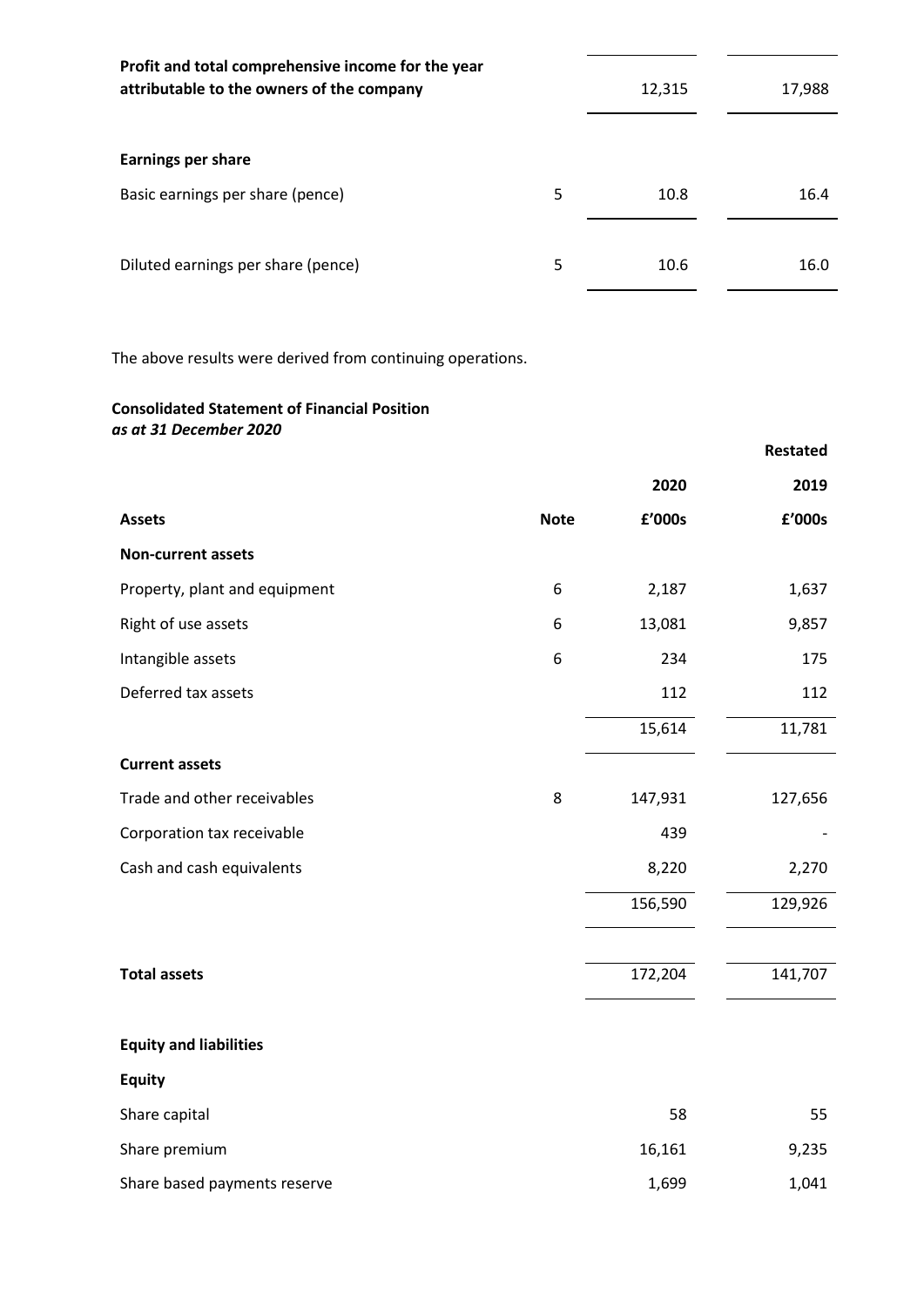| | | | |
|---|---|---|---|
| **Profit and total comprehensive income for the year attributable to the owners of the company** | | 12,315 | 17,988 |
| **Earnings per share** | | | |
| Basic earnings per share (pence) | 5 | 10.8 | 16.4 |
| Diluted earnings per share (pence) | 5 | 10.6 | 16.0 |

The above results were derived from continuing operations.

**Consolidated Statement of Financial Position**
***as at 31 December 2020***

| | | | **Restated** |
|---|---|---|---|
| | | **2020** | **2019** |
| **Assets** | **Note** | **£'000s** | **£'000s** |
| **Non-current assets** | | | |
| Property, plant and equipment | 6 | 2,187 | 1,637 |
| Right of use assets | 6 | 13,081 | 9,857 |
| Intangible assets | 6 | 234 | 175 |
| Deferred tax assets | | 112 | 112 |
| | | 15,614 | 11,781 |
| **Current assets** | | | |
| Trade and other receivables | 8 | 147,931 | 127,656 |
| Corporation tax receivable | | 439 | - |
| Cash and cash equivalents | | 8,220 | 2,270 |
| | | 156,590 | 129,926 |
| **Total assets** | | 172,204 | 141,707 |
| **Equity and liabilities** | | | |
| **Equity** | | | |
| Share capital | | 58 | 55 |
| Share premium | | 16,161 | 9,235 |
| Share based payments reserve | | 1,699 | 1,041 |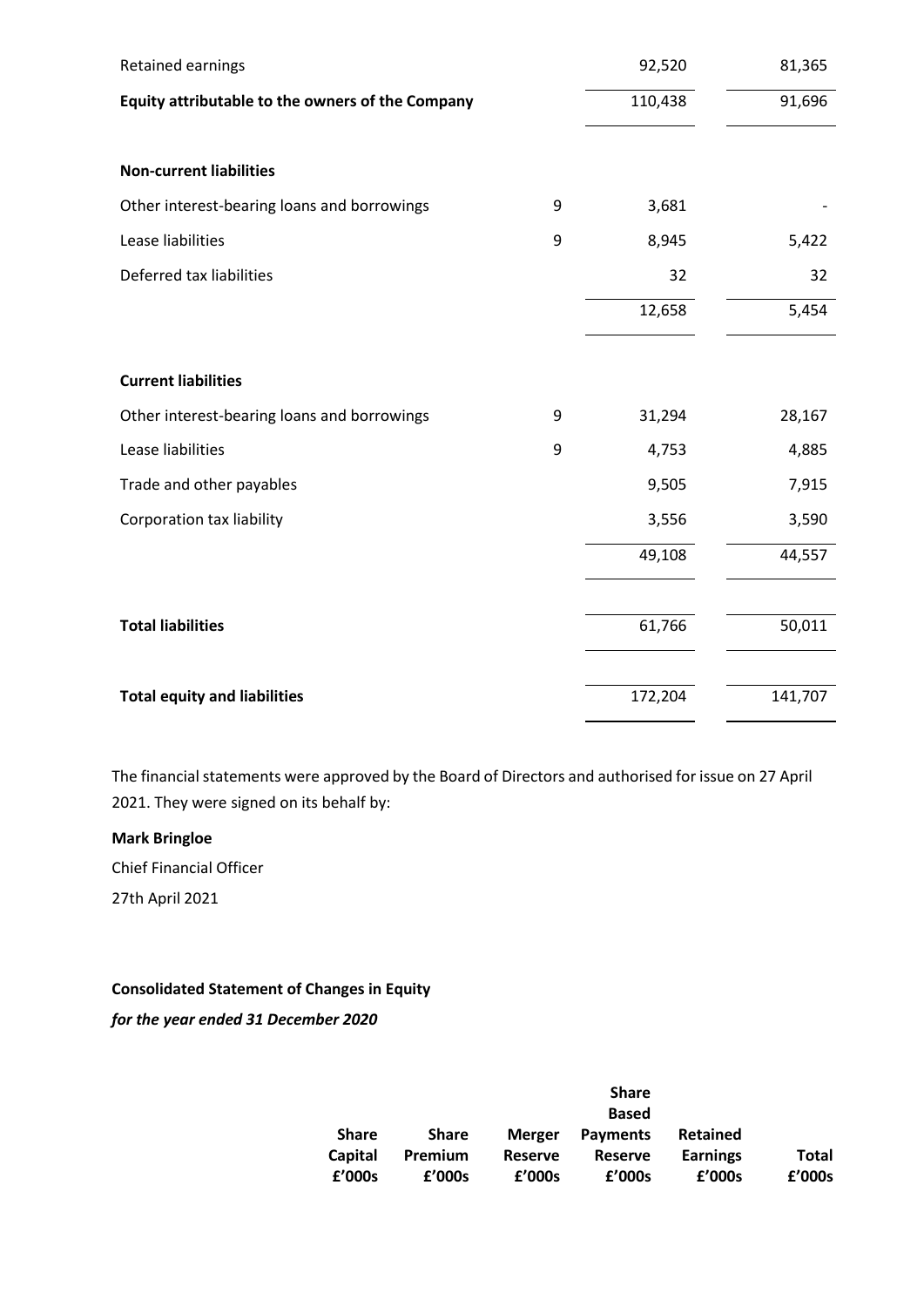| | | | |
|---|---|---|---|
| Retained earnings | | 92,520 | 81,365 |
| **Equity attributable to the owners of the Company** | | 110,438 | 91,696 |
| | | | |
| **Non-current liabilities** | | | |
| Other interest-bearing loans and borrowings | 9 | 3,681 | - |
| Lease liabilities | 9 | 8,945 | 5,422 |
| Deferred tax liabilities | | 32 | 32 |
| | | 12,658 | 5,454 |
| | | | |
| **Current liabilities** | | | |
| Other interest-bearing loans and borrowings | 9 | 31,294 | 28,167 |
| Lease liabilities | 9 | 4,753 | 4,885 |
| Trade and other payables | | 9,505 | 7,915 |
| Corporation tax liability | | 3,556 | 3,590 |
| | | 49,108 | 44,557 |
| | | | |
| **Total liabilities** | | 61,766 | 50,011 |
| | | | |
| **Total equity and liabilities** | | 172,204 | 141,707 |

The financial statements were approved by the Board of Directors and authorised for issue on 27 April 2021. They were signed on its behalf by:

**Mark Bringloe**

Chief Financial Officer

27th April 2021

**Consolidated Statement of Changes in Equity**

***for the year ended 31 December 2020***

| | Share Capital £'000s | Share Premium £'000s | Merger Reserve £'000s | Share Based Payments Reserve £'000s | Retained Earnings £'000s | Total £'000s |
|---|---|---|---|---|---|---|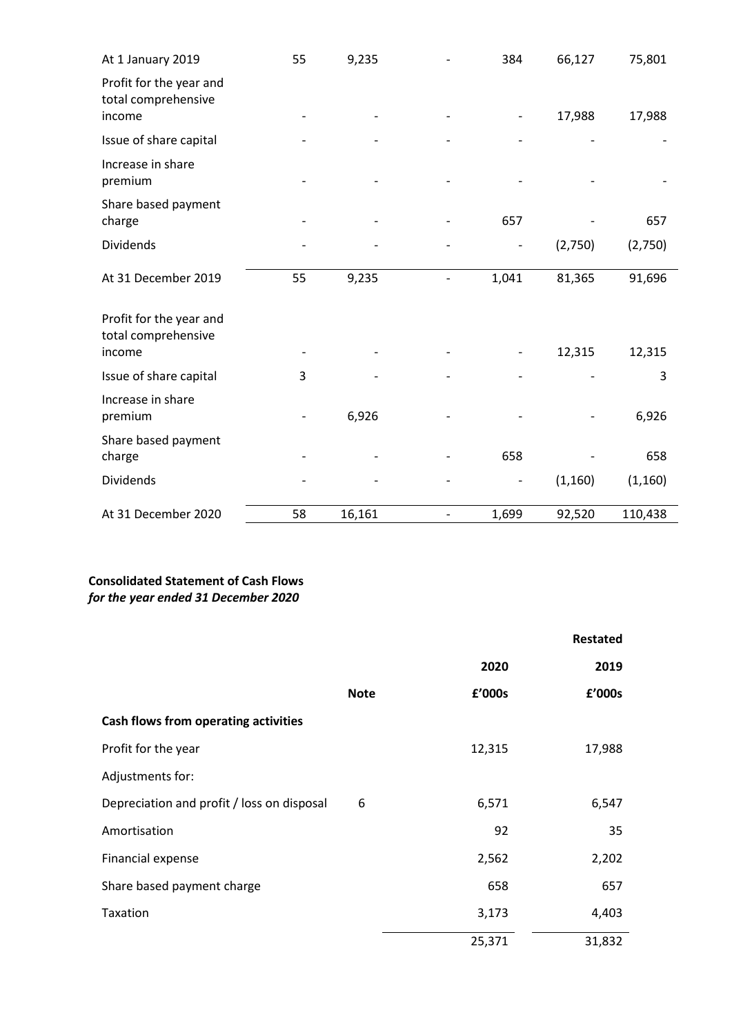|  |  |  |  |  |  |  |
|---|---|---|---|---|---|---|
| At 1 January 2019 | 55 | 9,235 | - | 384 | 66,127 | 75,801 |
| Profit for the year and total comprehensive income | - | - | - | - | 17,988 | 17,988 |
| Issue of share capital | - | - | - | - | - | - |
| Increase in share premium | - | - | - | - | - | - |
| Share based payment charge | - | - | - | 657 | - | 657 |
| Dividends | - | - | - | - | (2,750) | (2,750) |
| At 31 December 2019 | 55 | 9,235 | - | 1,041 | 81,365 | 91,696 |
| Profit for the year and total comprehensive income | - | - | - | - | 12,315 | 12,315 |
| Issue of share capital | 3 | - | - | - | - | 3 |
| Increase in share premium | - | 6,926 | - | - | - | 6,926 |
| Share based payment charge | - | - | - | 658 | - | 658 |
| Dividends | - | - | - | - | (1,160) | (1,160) |
| At 31 December 2020 | 58 | 16,161 | - | 1,699 | 92,520 | 110,438 |

**Consolidated Statement of Cash Flows**
***for the year ended 31 December 2020***

|  |  |  | Restated |
|---|---|---|---|
|  |  | 2020 | 2019 |
|  | Note | £'000s | £'000s |
| **Cash flows from operating activities** |  |  |  |
| Profit for the year |  | 12,315 | 17,988 |
| Adjustments for: |  |  |  |
| Depreciation and profit / loss on disposal | 6 | 6,571 | 6,547 |
| Amortisation |  | 92 | 35 |
| Financial expense |  | 2,562 | 2,202 |
| Share based payment charge |  | 658 | 657 |
| Taxation |  | 3,173 | 4,403 |
|  |  | 25,371 | 31,832 |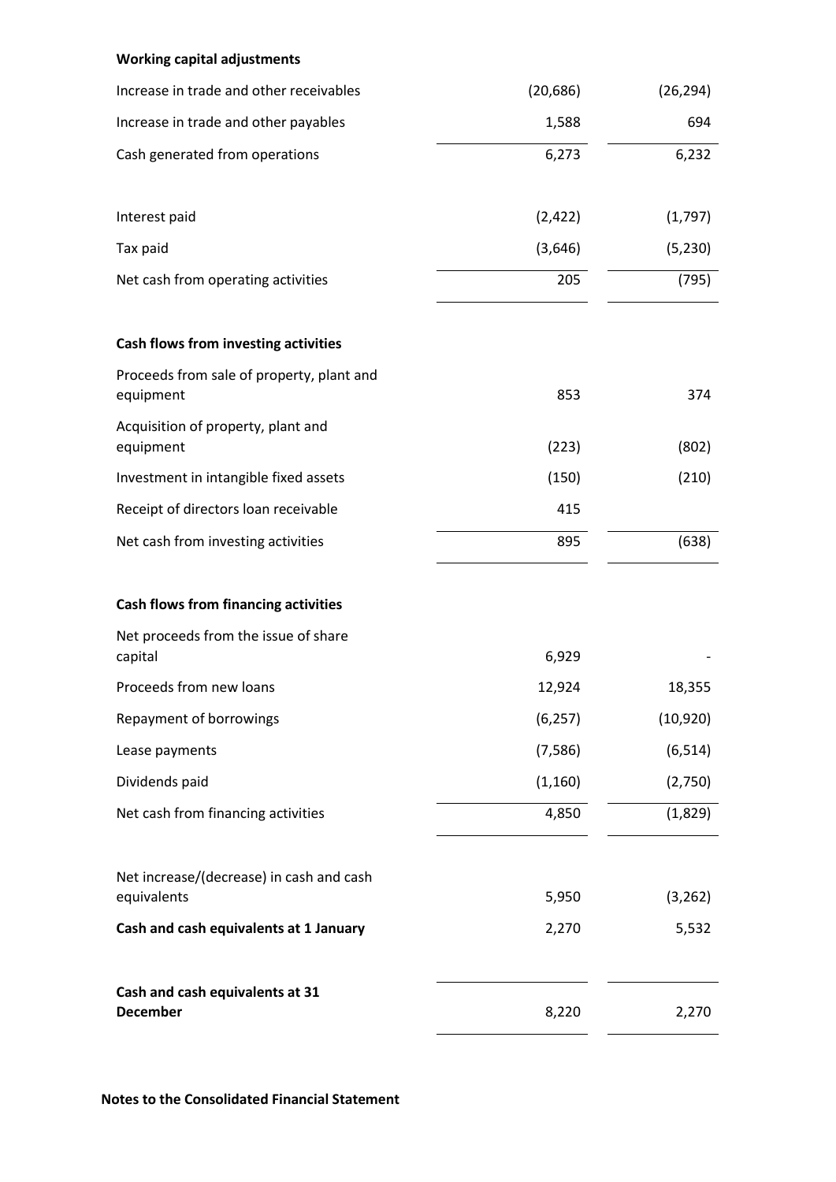| | | |
|---|---|---|
| **Working capital adjustments** | | |
| Increase in trade and other receivables | (20,686) | (26,294) |
| Increase in trade and other payables | 1,588 | 694 |
| Cash generated from operations | 6,273 | 6,232 |
| | | |
| Interest paid | (2,422) | (1,797) |
| Tax paid | (3,646) | (5,230) |
| Net cash from operating activities | 205 | (795) |
| | | |
| **Cash flows from investing activities** | | |
| Proceeds from sale of property, plant and equipment | 853 | 374 |
| Acquisition of property, plant and equipment | (223) | (802) |
| Investment in intangible fixed assets | (150) | (210) |
| Receipt of directors loan receivable | 415 | |
| Net cash from investing activities | 895 | (638) |
| | | |
| **Cash flows from financing activities** | | |
| Net proceeds from the issue of share capital | 6,929 | - |
| Proceeds from new loans | 12,924 | 18,355 |
| Repayment of borrowings | (6,257) | (10,920) |
| Lease payments | (7,586) | (6,514) |
| Dividends paid | (1,160) | (2,750) |
| Net cash from financing activities | 4,850 | (1,829) |
| | | |
| Net increase/(decrease) in cash and cash equivalents | 5,950 | (3,262) |
| **Cash and cash equivalents at 1 January** | 2,270 | 5,532 |
| | | |
| **Cash and cash equivalents at 31 December** | 8,220 | 2,270 |

**Notes to the Consolidated Financial Statement**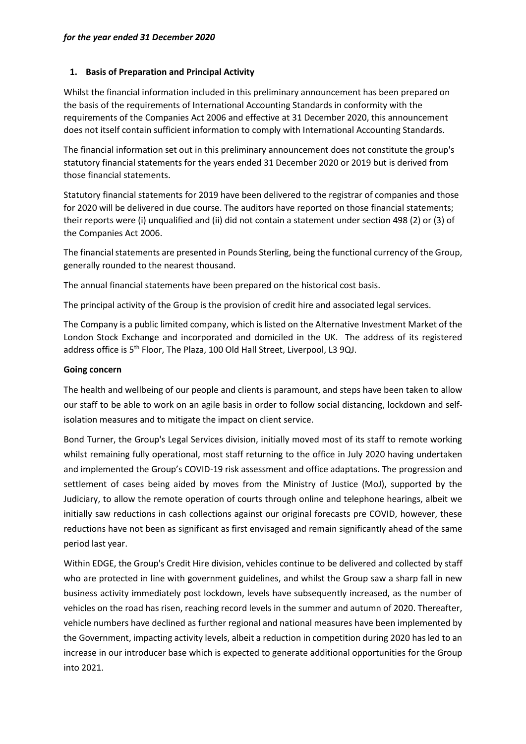*for the year ended 31 December 2020*

## 1. Basis of Preparation and Principal Activity

Whilst the financial information included in this preliminary announcement has been prepared on the basis of the requirements of International Accounting Standards in conformity with the requirements of the Companies Act 2006 and effective at 31 December 2020, this announcement does not itself contain sufficient information to comply with International Accounting Standards.

The financial information set out in this preliminary announcement does not constitute the group's statutory financial statements for the years ended 31 December 2020 or 2019 but is derived from those financial statements.

Statutory financial statements for 2019 have been delivered to the registrar of companies and those for 2020 will be delivered in due course. The auditors have reported on those financial statements; their reports were (i) unqualified and (ii) did not contain a statement under section 498 (2) or (3) of the Companies Act 2006.

The financial statements are presented in Pounds Sterling, being the functional currency of the Group, generally rounded to the nearest thousand.

The annual financial statements have been prepared on the historical cost basis.

The principal activity of the Group is the provision of credit hire and associated legal services.

The Company is a public limited company, which is listed on the Alternative Investment Market of the London Stock Exchange and incorporated and domiciled in the UK. The address of its registered address office is 5th Floor, The Plaza, 100 Old Hall Street, Liverpool, L3 9QJ.

**Going concern**

The health and wellbeing of our people and clients is paramount, and steps have been taken to allow our staff to be able to work on an agile basis in order to follow social distancing, lockdown and self-isolation measures and to mitigate the impact on client service.

Bond Turner, the Group's Legal Services division, initially moved most of its staff to remote working whilst remaining fully operational, most staff returning to the office in July 2020 having undertaken and implemented the Group's COVID-19 risk assessment and office adaptations. The progression and settlement of cases being aided by moves from the Ministry of Justice (MoJ), supported by the Judiciary, to allow the remote operation of courts through online and telephone hearings, albeit we initially saw reductions in cash collections against our original forecasts pre COVID, however, these reductions have not been as significant as first envisaged and remain significantly ahead of the same period last year.

Within EDGE, the Group's Credit Hire division, vehicles continue to be delivered and collected by staff who are protected in line with government guidelines, and whilst the Group saw a sharp fall in new business activity immediately post lockdown, levels have subsequently increased, as the number of vehicles on the road has risen, reaching record levels in the summer and autumn of 2020. Thereafter, vehicle numbers have declined as further regional and national measures have been implemented by the Government, impacting activity levels, albeit a reduction in competition during 2020 has led to an increase in our introducer base which is expected to generate additional opportunities for the Group into 2021.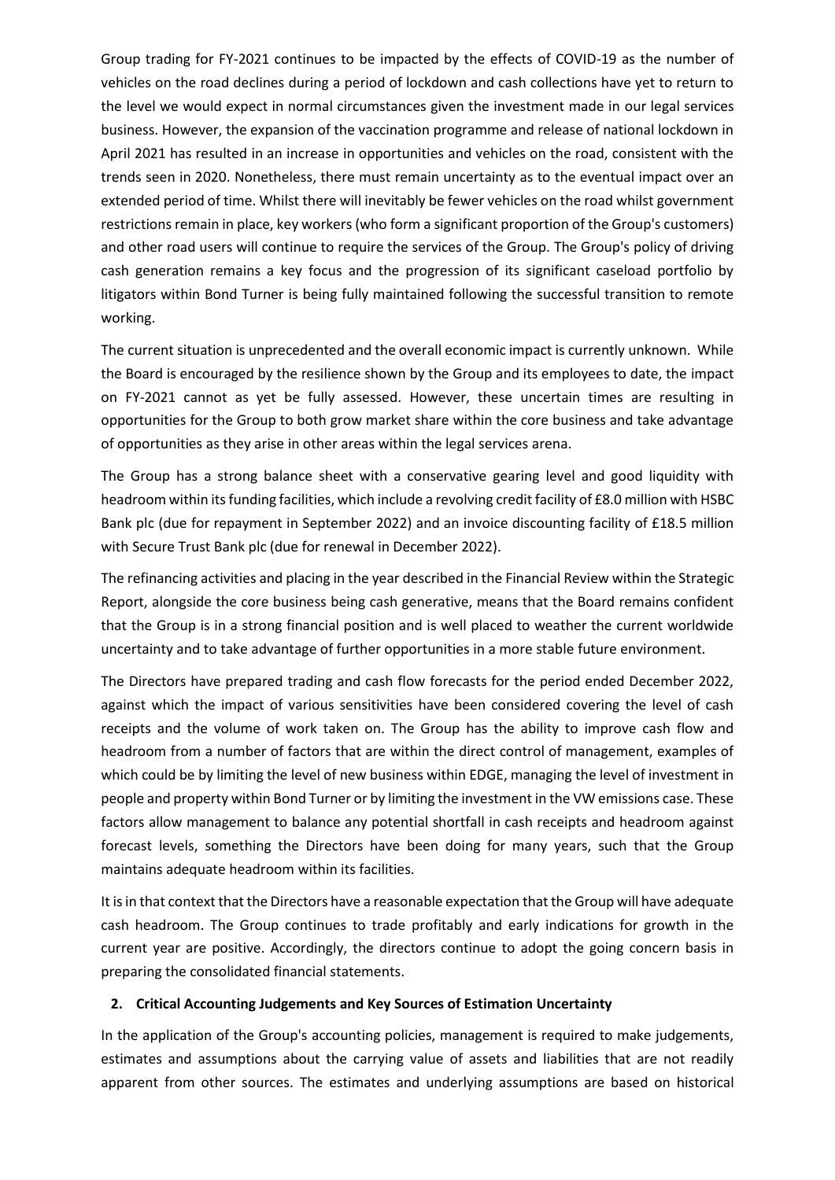Group trading for FY-2021 continues to be impacted by the effects of COVID-19 as the number of vehicles on the road declines during a period of lockdown and cash collections have yet to return to the level we would expect in normal circumstances given the investment made in our legal services business. However, the expansion of the vaccination programme and release of national lockdown in April 2021 has resulted in an increase in opportunities and vehicles on the road, consistent with the trends seen in 2020. Nonetheless, there must remain uncertainty as to the eventual impact over an extended period of time. Whilst there will inevitably be fewer vehicles on the road whilst government restrictions remain in place, key workers (who form a significant proportion of the Group's customers) and other road users will continue to require the services of the Group. The Group's policy of driving cash generation remains a key focus and the progression of its significant caseload portfolio by litigators within Bond Turner is being fully maintained following the successful transition to remote working.

The current situation is unprecedented and the overall economic impact is currently unknown. While the Board is encouraged by the resilience shown by the Group and its employees to date, the impact on FY-2021 cannot as yet be fully assessed. However, these uncertain times are resulting in opportunities for the Group to both grow market share within the core business and take advantage of opportunities as they arise in other areas within the legal services arena.

The Group has a strong balance sheet with a conservative gearing level and good liquidity with headroom within its funding facilities, which include a revolving credit facility of £8.0 million with HSBC Bank plc (due for repayment in September 2022) and an invoice discounting facility of £18.5 million with Secure Trust Bank plc (due for renewal in December 2022).

The refinancing activities and placing in the year described in the Financial Review within the Strategic Report, alongside the core business being cash generative, means that the Board remains confident that the Group is in a strong financial position and is well placed to weather the current worldwide uncertainty and to take advantage of further opportunities in a more stable future environment.

The Directors have prepared trading and cash flow forecasts for the period ended December 2022, against which the impact of various sensitivities have been considered covering the level of cash receipts and the volume of work taken on. The Group has the ability to improve cash flow and headroom from a number of factors that are within the direct control of management, examples of which could be by limiting the level of new business within EDGE, managing the level of investment in people and property within Bond Turner or by limiting the investment in the VW emissions case. These factors allow management to balance any potential shortfall in cash receipts and headroom against forecast levels, something the Directors have been doing for many years, such that the Group maintains adequate headroom within its facilities.

It is in that context that the Directors have a reasonable expectation that the Group will have adequate cash headroom. The Group continues to trade profitably and early indications for growth in the current year are positive. Accordingly, the directors continue to adopt the going concern basis in preparing the consolidated financial statements.

## 2. Critical Accounting Judgements and Key Sources of Estimation Uncertainty

In the application of the Group's accounting policies, management is required to make judgements, estimates and assumptions about the carrying value of assets and liabilities that are not readily apparent from other sources. The estimates and underlying assumptions are based on historical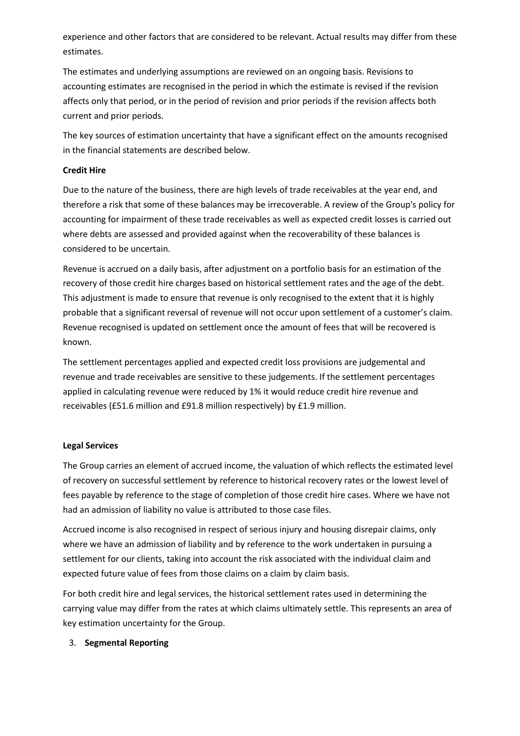experience and other factors that are considered to be relevant. Actual results may differ from these estimates.

The estimates and underlying assumptions are reviewed on an ongoing basis. Revisions to accounting estimates are recognised in the period in which the estimate is revised if the revision affects only that period, or in the period of revision and prior periods if the revision affects both current and prior periods.

The key sources of estimation uncertainty that have a significant effect on the amounts recognised in the financial statements are described below.

**Credit Hire**

Due to the nature of the business, there are high levels of trade receivables at the year end, and therefore a risk that some of these balances may be irrecoverable. A review of the Group's policy for accounting for impairment of these trade receivables as well as expected credit losses is carried out where debts are assessed and provided against when the recoverability of these balances is considered to be uncertain.

Revenue is accrued on a daily basis, after adjustment on a portfolio basis for an estimation of the recovery of those credit hire charges based on historical settlement rates and the age of the debt. This adjustment is made to ensure that revenue is only recognised to the extent that it is highly probable that a significant reversal of revenue will not occur upon settlement of a customer's claim. Revenue recognised is updated on settlement once the amount of fees that will be recovered is known.

The settlement percentages applied and expected credit loss provisions are judgemental and revenue and trade receivables are sensitive to these judgements. If the settlement percentages applied in calculating revenue were reduced by 1% it would reduce credit hire revenue and receivables (£51.6 million and £91.8 million respectively) by £1.9 million.

**Legal Services**

The Group carries an element of accrued income, the valuation of which reflects the estimated level of recovery on successful settlement by reference to historical recovery rates or the lowest level of fees payable by reference to the stage of completion of those credit hire cases. Where we have not had an admission of liability no value is attributed to those case files.

Accrued income is also recognised in respect of serious injury and housing disrepair claims, only where we have an admission of liability and by reference to the work undertaken in pursuing a settlement for our clients, taking into account the risk associated with the individual claim and expected future value of fees from those claims on a claim by claim basis.

For both credit hire and legal services, the historical settlement rates used in determining the carrying value may differ from the rates at which claims ultimately settle. This represents an area of key estimation uncertainty for the Group.

3. **Segmental Reporting**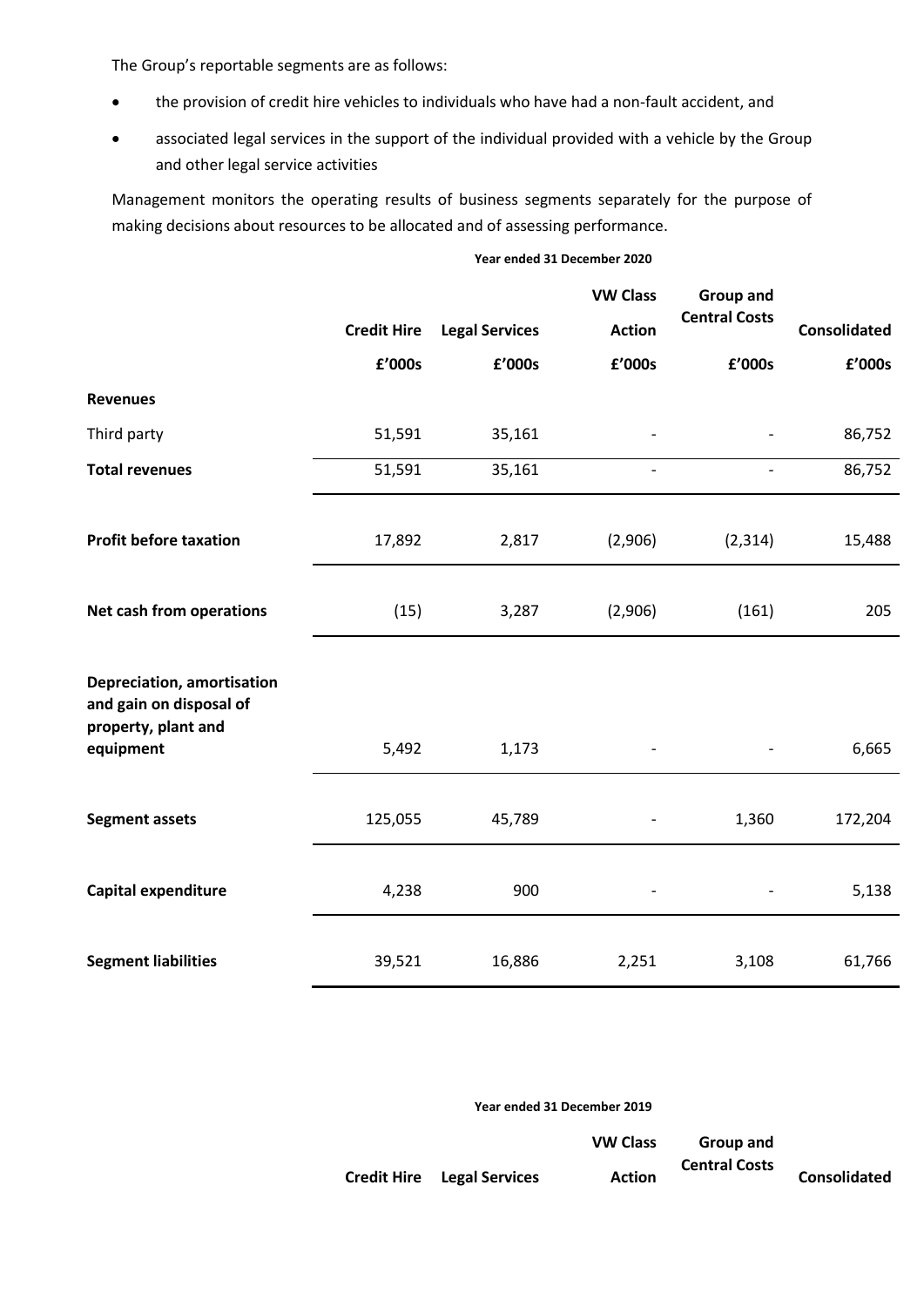The Group's reportable segments are as follows:

- the provision of credit hire vehicles to individuals who have had a non-fault accident, and
- associated legal services in the support of the individual provided with a vehicle by the Group and other legal service activities

Management monitors the operating results of business segments separately for the purpose of making decisions about resources to be allocated and of assessing performance.

**Year ended 31 December 2020**

| | Credit Hire | Legal Services | VW Class Action | Group and Central Costs | Consolidated |
|---|---|---|---|---|---|
| | £'000s | £'000s | £'000s | £'000s | £'000s |
| **Revenues** | | | | | |
| Third party | 51,591 | 35,161 | - | - | 86,752 |
| **Total revenues** | 51,591 | 35,161 | - | - | 86,752 |
| **Profit before taxation** | 17,892 | 2,817 | (2,906) | (2,314) | 15,488 |
| **Net cash from operations** | (15) | 3,287 | (2,906) | (161) | 205 |
| **Depreciation, amortisation and gain on disposal of property, plant and equipment** | 5,492 | 1,173 | - | - | 6,665 |
| **Segment assets** | 125,055 | 45,789 | - | 1,360 | 172,204 |
| **Capital expenditure** | 4,238 | 900 | - | - | 5,138 |
| **Segment liabilities** | 39,521 | 16,886 | 2,251 | 3,108 | 61,766 |

**Year ended 31 December 2019**

| | Credit Hire | Legal Services | VW Class Action | Group and Central Costs | Consolidated |
|---|---|---|---|---|---|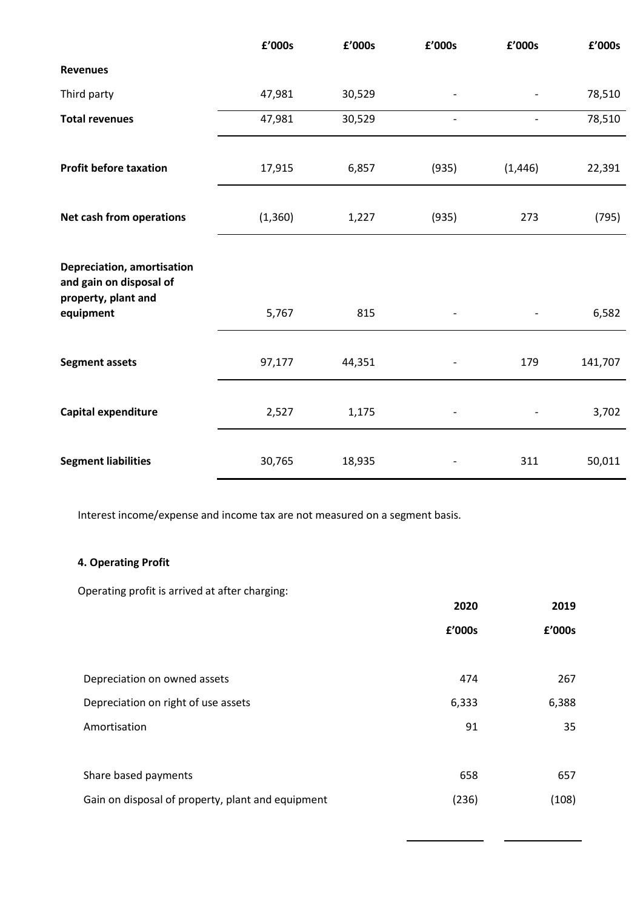| | £'000s | £'000s | £'000s | £'000s | £'000s |
|---|---|---|---|---|---|
| **Revenues** | | | | | |
| Third party | 47,981 | 30,529 | - | - | 78,510 |
| **Total revenues** | 47,981 | 30,529 | - | - | 78,510 |
| **Profit before taxation** | 17,915 | 6,857 | (935) | (1,446) | 22,391 |
| **Net cash from operations** | (1,360) | 1,227 | (935) | 273 | (795) |
| **Depreciation, amortisation and gain on disposal of property, plant and equipment** | 5,767 | 815 | - | - | 6,582 |
| **Segment assets** | 97,177 | 44,351 | - | 179 | 141,707 |
| **Capital expenditure** | 2,527 | 1,175 | - | - | 3,702 |
| **Segment liabilities** | 30,765 | 18,935 | - | 311 | 50,011 |

Interest income/expense and income tax are not measured on a segment basis.

**4. Operating Profit**

Operating profit is arrived at after charging:

| | 2020 | 2019 |
|---|---|---|
| | £'000s | £'000s |
| Depreciation on owned assets | 474 | 267 |
| Depreciation on right of use assets | 6,333 | 6,388 |
| Amortisation | 91 | 35 |
| Share based payments | 658 | 657 |
| Gain on disposal of property, plant and equipment | (236) | (108) |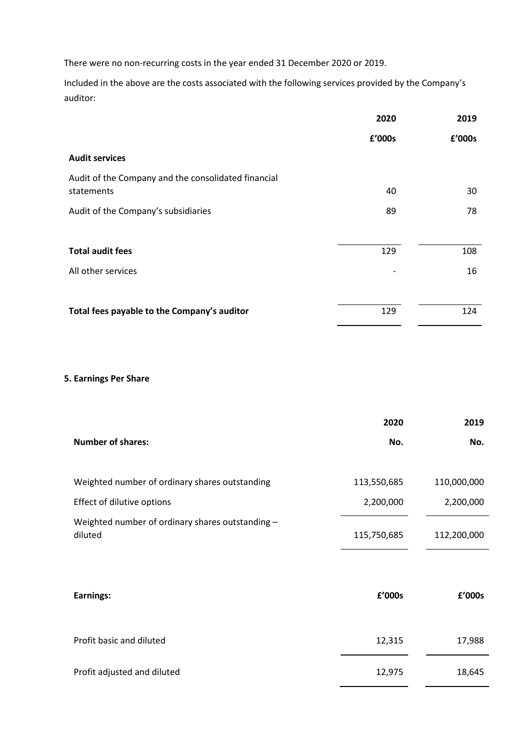There were no non-recurring costs in the year ended 31 December 2020 or 2019.

Included in the above are the costs associated with the following services provided by the Company's auditor:

| | 2020 | 2019 |
|---|---|---|
| | £'000s | £'000s |
| **Audit services** | | |
| Audit of the Company and the consolidated financial statements | 40 | 30 |
| Audit of the Company's subsidiaries | 89 | 78 |
| **Total audit fees** | 129 | 108 |
| All other services | - | 16 |
| **Total fees payable to the Company's auditor** | 129 | 124 |

**5. Earnings Per Share**

| | 2020 | 2019 |
|---|---|---|
| **Number of shares:** | **No.** | **No.** |
| Weighted number of ordinary shares outstanding | 113,550,685 | 110,000,000 |
| Effect of dilutive options | 2,200,000 | 2,200,000 |
| Weighted number of ordinary shares outstanding – diluted | 115,750,685 | 112,200,000 |

| | | |
|---|---|---|
| **Earnings:** | **£'000s** | **£'000s** |
| Profit basic and diluted | 12,315 | 17,988 |
| Profit adjusted and diluted | 12,975 | 18,645 |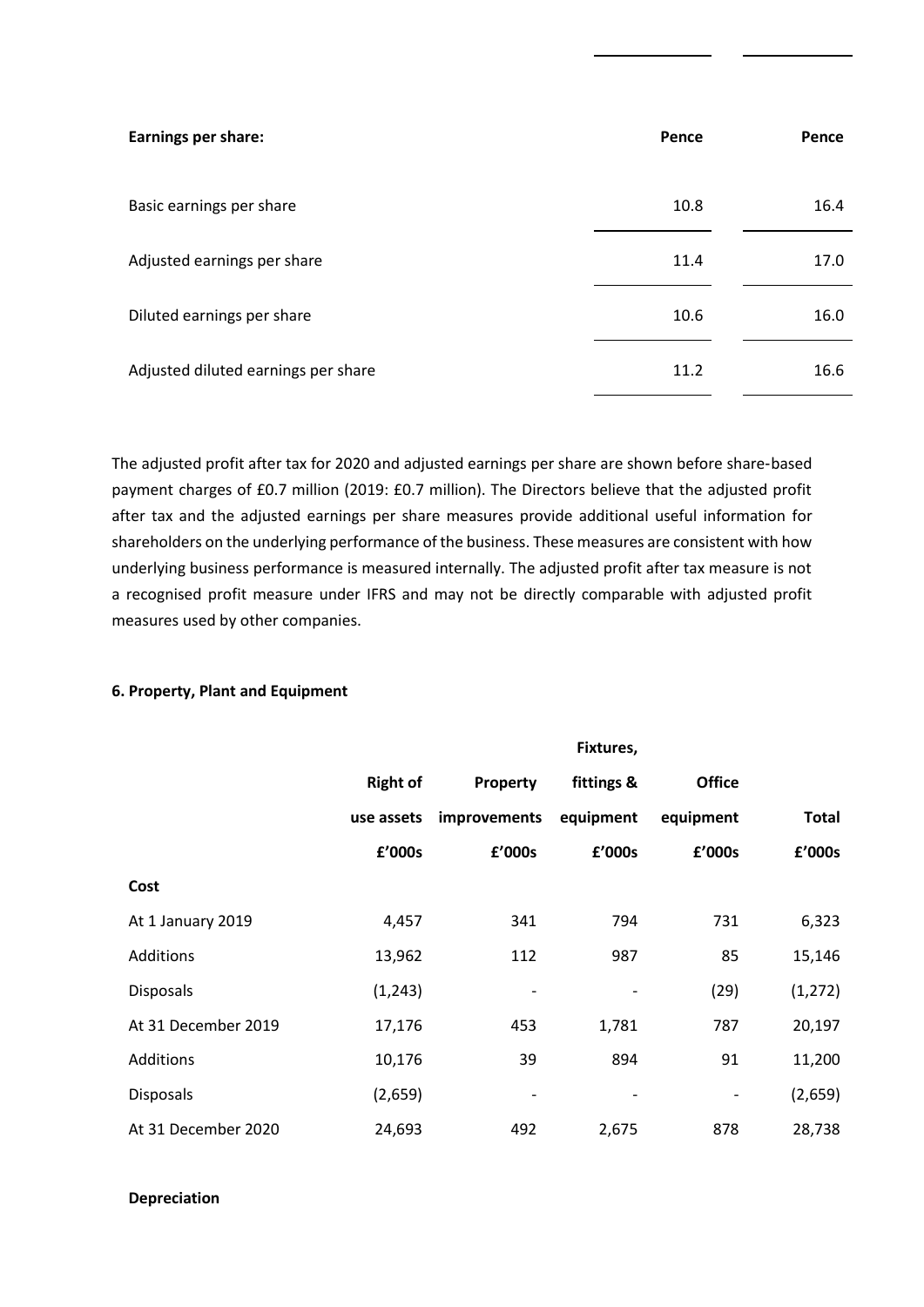| Earnings per share: | Pence | Pence |
|---|---|---|
| Basic earnings per share | 10.8 | 16.4 |
| Adjusted earnings per share | 11.4 | 17.0 |
| Diluted earnings per share | 10.6 | 16.0 |
| Adjusted diluted earnings per share | 11.2 | 16.6 |

The adjusted profit after tax for 2020 and adjusted earnings per share are shown before share-based payment charges of £0.7 million (2019: £0.7 million). The Directors believe that the adjusted profit after tax and the adjusted earnings per share measures provide additional useful information for shareholders on the underlying performance of the business. These measures are consistent with how underlying business performance is measured internally. The adjusted profit after tax measure is not a recognised profit measure under IFRS and may not be directly comparable with adjusted profit measures used by other companies.

**6. Property, Plant and Equipment**

| | Right of use assets £'000s | Property improvements £'000s | Fixtures, fittings & equipment £'000s | Office equipment £'000s | Total £'000s |
|---|---|---|---|---|---|
| **Cost** | | | | | |
| At 1 January 2019 | 4,457 | 341 | 794 | 731 | 6,323 |
| Additions | 13,962 | 112 | 987 | 85 | 15,146 |
| Disposals | (1,243) | - | - | (29) | (1,272) |
| At 31 December 2019 | 17,176 | 453 | 1,781 | 787 | 20,197 |
| Additions | 10,176 | 39 | 894 | 91 | 11,200 |
| Disposals | (2,659) | - | - | - | (2,659) |
| At 31 December 2020 | 24,693 | 492 | 2,675 | 878 | 28,738 |
| **Depreciation** | | | | | |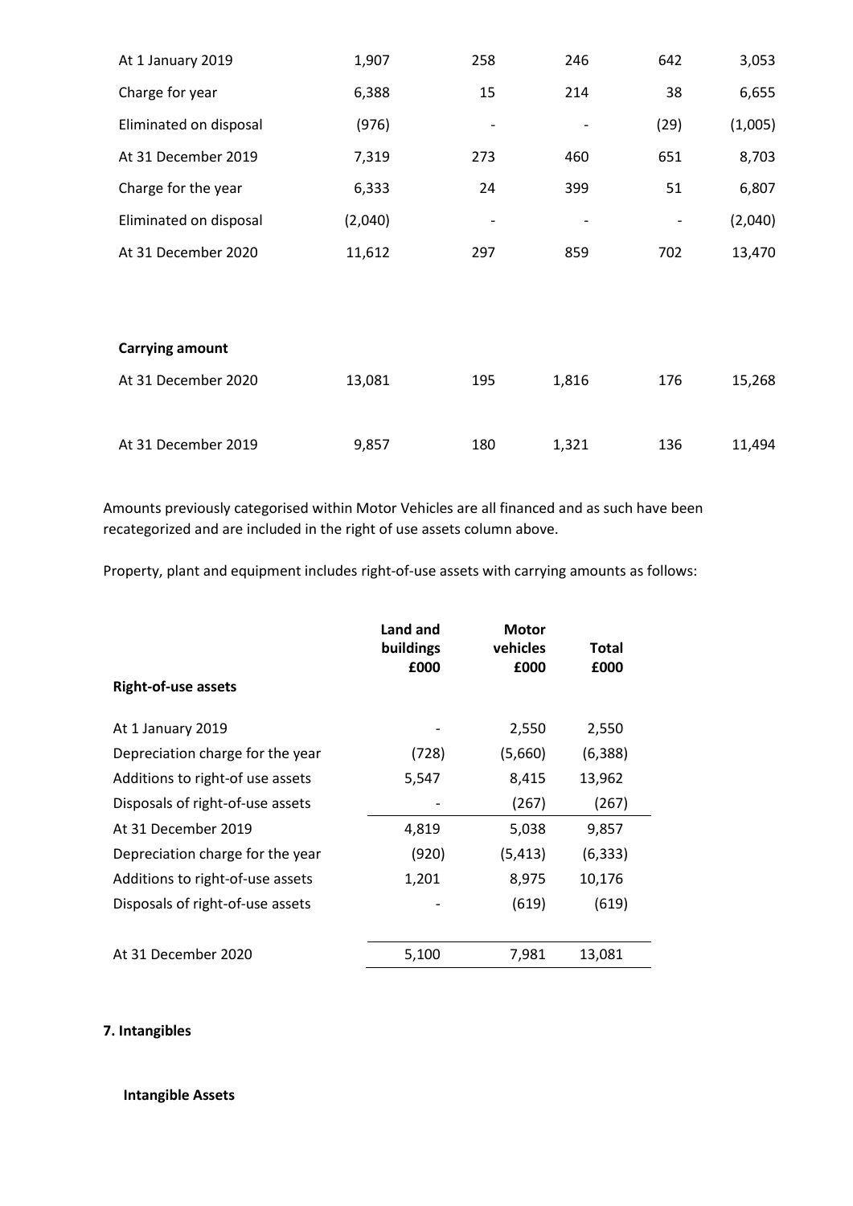| | | | | | |
|---|---|---|---|---|---|
| At 1 January 2019 | 1,907 | 258 | 246 | 642 | 3,053 |
| Charge for year | 6,388 | 15 | 214 | 38 | 6,655 |
| Eliminated on disposal | (976) | - | - | (29) | (1,005) |
| At 31 December 2019 | 7,319 | 273 | 460 | 651 | 8,703 |
| Charge for the year | 6,333 | 24 | 399 | 51 | 6,807 |
| Eliminated on disposal | (2,040) | - | - | - | (2,040) |
| At 31 December 2020 | 11,612 | 297 | 859 | 702 | 13,470 |
| | | | | | |
| **Carrying amount** | | | | | |
| At 31 December 2020 | 13,081 | 195 | 1,816 | 176 | 15,268 |
| At 31 December 2019 | 9,857 | 180 | 1,321 | 136 | 11,494 |

Amounts previously categorised within Motor Vehicles are all financed and as such have been recategorized and are included in the right of use assets column above.

Property, plant and equipment includes right-of-use assets with carrying amounts as follows:

| **Right-of-use assets** | **Land and buildings £000** | **Motor vehicles £000** | **Total £000** |
|---|---|---|---|
| At 1 January 2019 | - | 2,550 | 2,550 |
| Depreciation charge for the year | (728) | (5,660) | (6,388) |
| Additions to right-of use assets | 5,547 | 8,415 | 13,962 |
| Disposals of right-of-use assets | - | (267) | (267) |
| At 31 December 2019 | 4,819 | 5,038 | 9,857 |
| Depreciation charge for the year | (920) | (5,413) | (6,333) |
| Additions to right-of-use assets | 1,201 | 8,975 | 10,176 |
| Disposals of right-of-use assets | - | (619) | (619) |
| At 31 December 2020 | 5,100 | 7,981 | 13,081 |

**7. Intangibles**

**Intangible Assets**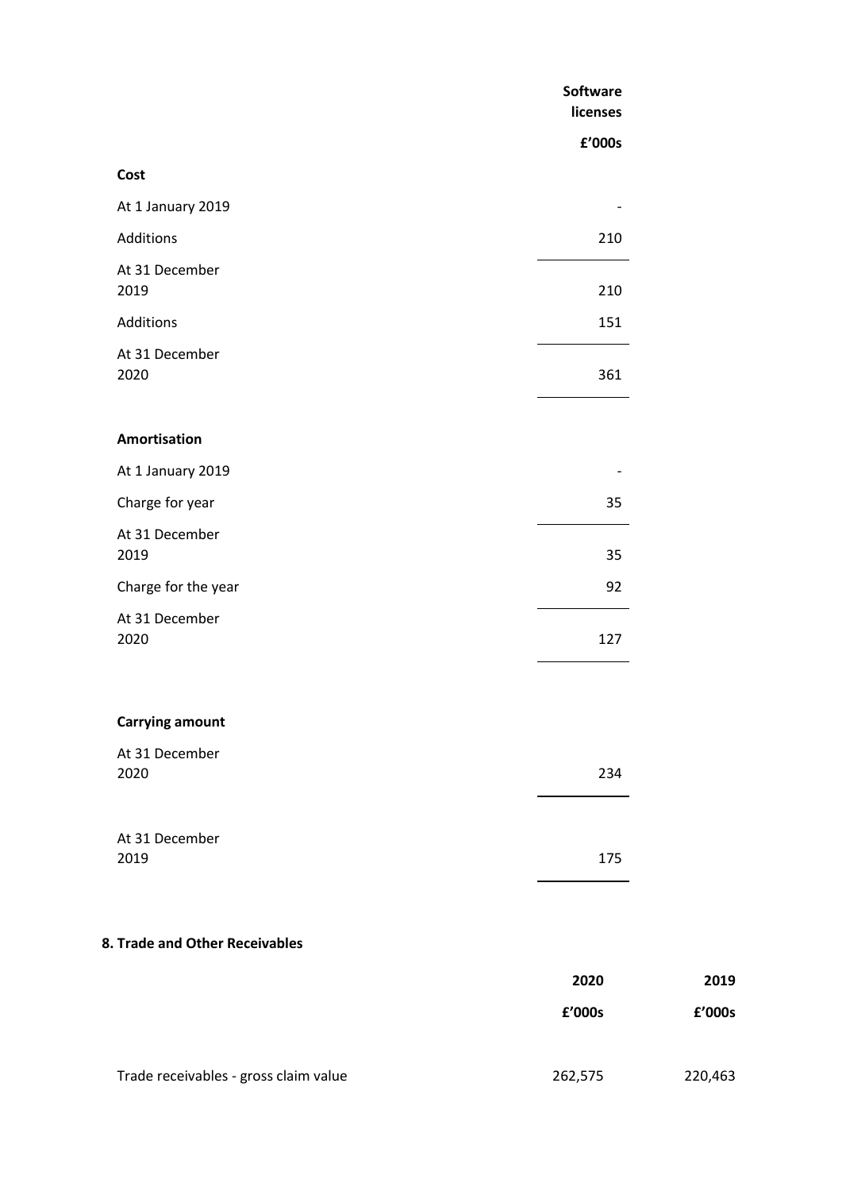| | Software licenses |
|---|---|
| | £'000s |
| **Cost** | |
| At 1 January 2019 | - |
| Additions | 210 |
| At 31 December 2019 | 210 |
| Additions | 151 |
| At 31 December 2020 | 361 |
| | |
| **Amortisation** | |
| At 1 January 2019 | - |
| Charge for year | 35 |
| At 31 December 2019 | 35 |
| Charge for the year | 92 |
| At 31 December 2020 | 127 |
| | |
| **Carrying amount** | |
| At 31 December 2020 | 234 |
| At 31 December 2019 | 175 |

## 8. Trade and Other Receivables

| | 2020 | 2019 |
|---|---|---|
| | £'000s | £'000s |
| Trade receivables - gross claim value | 262,575 | 220,463 |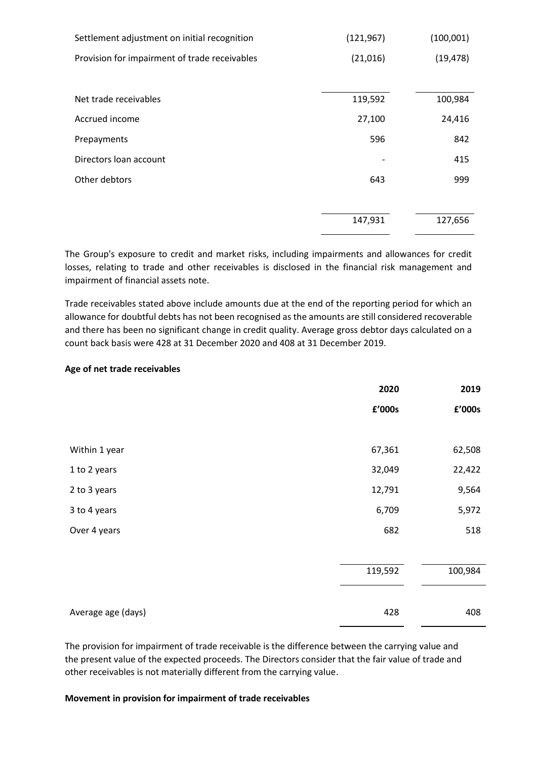| | | |
|---|---|---|
| Settlement adjustment on initial recognition | (121,967) | (100,001) |
| Provision for impairment of trade receivables | (21,016) | (19,478) |
| Net trade receivables | 119,592 | 100,984 |
| Accrued income | 27,100 | 24,416 |
| Prepayments | 596 | 842 |
| Directors loan account | - | 415 |
| Other debtors | 643 | 999 |
| | 147,931 | 127,656 |

The Group's exposure to credit and market risks, including impairments and allowances for credit losses, relating to trade and other receivables is disclosed in the financial risk management and impairment of financial assets note.

Trade receivables stated above include amounts due at the end of the reporting period for which an allowance for doubtful debts has not been recognised as the amounts are still considered recoverable and there has been no significant change in credit quality. Average gross debtor days calculated on a count back basis were 428 at 31 December 2020 and 408 at 31 December 2019.

**Age of net trade receivables**

| | 2020 | 2019 |
|---|---|---|
| | £'000s | £'000s |
| Within 1 year | 67,361 | 62,508 |
| 1 to 2 years | 32,049 | 22,422 |
| 2 to 3 years | 12,791 | 9,564 |
| 3 to 4 years | 6,709 | 5,972 |
| Over 4 years | 682 | 518 |
| | 119,592 | 100,984 |
| Average age (days) | 428 | 408 |

The provision for impairment of trade receivable is the difference between the carrying value and the present value of the expected proceeds. The Directors consider that the fair value of trade and other receivables is not materially different from the carrying value.

**Movement in provision for impairment of trade receivables**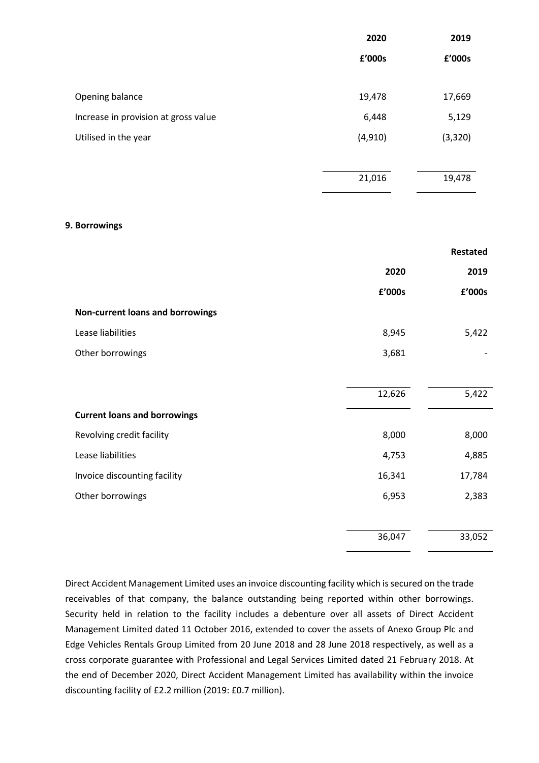| | 2020 | 2019 |
|---|---|---|
| | £'000s | £'000s |
| Opening balance | 19,478 | 17,669 |
| Increase in provision at gross value | 6,448 | 5,129 |
| Utilised in the year | (4,910) | (3,320) |
| | 21,016 | 19,478 |

**9. Borrowings**

| | 2020 | Restated 2019 |
|---|---|---|
| | £'000s | £'000s |
| **Non-current loans and borrowings** | | |
| Lease liabilities | 8,945 | 5,422 |
| Other borrowings | 3,681 | - |
| | 12,626 | 5,422 |
| **Current loans and borrowings** | | |
| Revolving credit facility | 8,000 | 8,000 |
| Lease liabilities | 4,753 | 4,885 |
| Invoice discounting facility | 16,341 | 17,784 |
| Other borrowings | 6,953 | 2,383 |
| | 36,047 | 33,052 |

Direct Accident Management Limited uses an invoice discounting facility which is secured on the trade receivables of that company, the balance outstanding being reported within other borrowings. Security held in relation to the facility includes a debenture over all assets of Direct Accident Management Limited dated 11 October 2016, extended to cover the assets of Anexo Group Plc and Edge Vehicles Rentals Group Limited from 20 June 2018 and 28 June 2018 respectively, as well as a cross corporate guarantee with Professional and Legal Services Limited dated 21 February 2018. At the end of December 2020, Direct Accident Management Limited has availability within the invoice discounting facility of £2.2 million (2019: £0.7 million).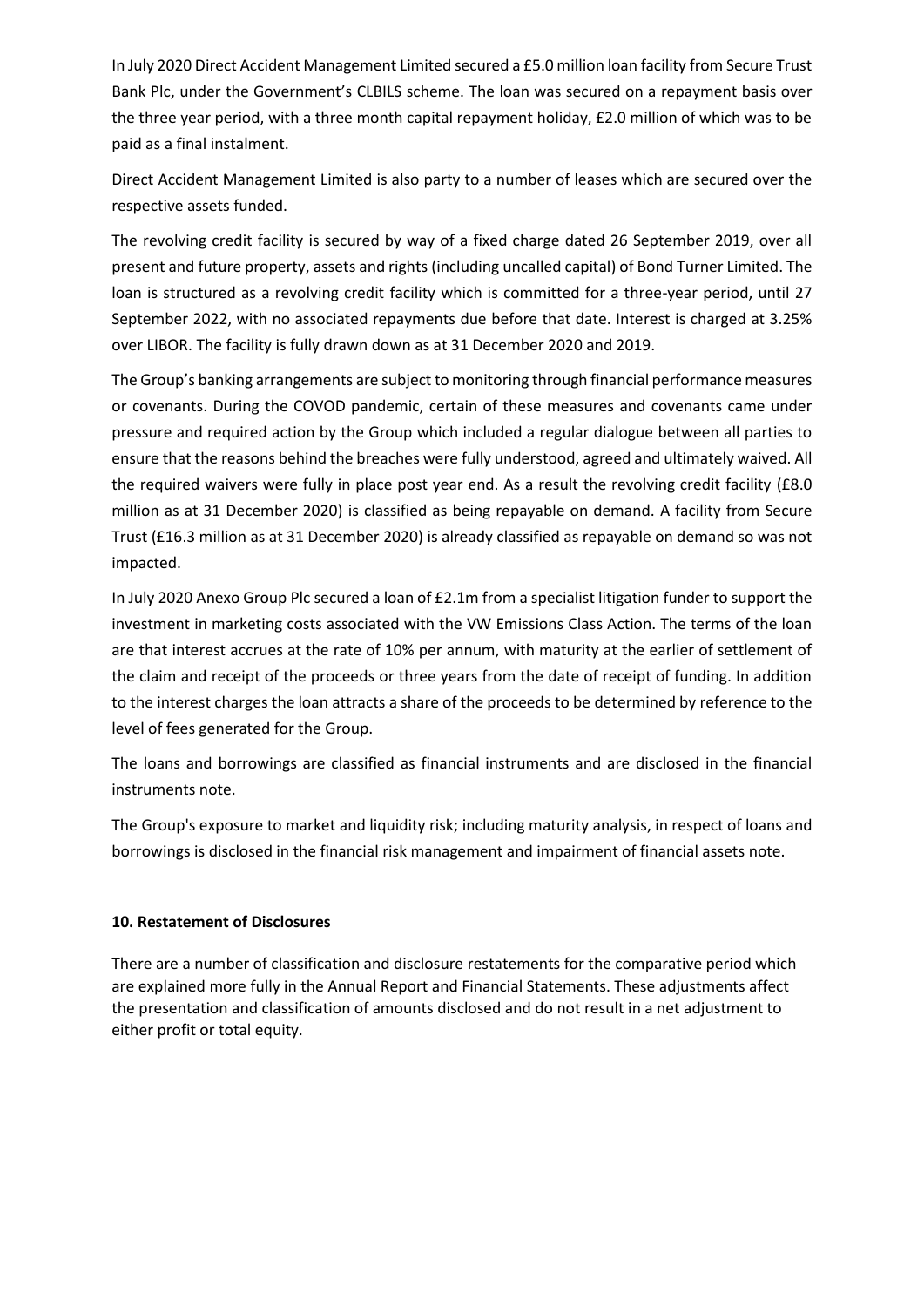In July 2020 Direct Accident Management Limited secured a £5.0 million loan facility from Secure Trust Bank Plc, under the Government's CLBILS scheme. The loan was secured on a repayment basis over the three year period, with a three month capital repayment holiday, £2.0 million of which was to be paid as a final instalment.

Direct Accident Management Limited is also party to a number of leases which are secured over the respective assets funded.

The revolving credit facility is secured by way of a fixed charge dated 26 September 2019, over all present and future property, assets and rights (including uncalled capital) of Bond Turner Limited. The loan is structured as a revolving credit facility which is committed for a three-year period, until 27 September 2022, with no associated repayments due before that date. Interest is charged at 3.25% over LIBOR. The facility is fully drawn down as at 31 December 2020 and 2019.

The Group's banking arrangements are subject to monitoring through financial performance measures or covenants. During the COVOD pandemic, certain of these measures and covenants came under pressure and required action by the Group which included a regular dialogue between all parties to ensure that the reasons behind the breaches were fully understood, agreed and ultimately waived. All the required waivers were fully in place post year end. As a result the revolving credit facility (£8.0 million as at 31 December 2020) is classified as being repayable on demand. A facility from Secure Trust (£16.3 million as at 31 December 2020) is already classified as repayable on demand so was not impacted.

In July 2020 Anexo Group Plc secured a loan of £2.1m from a specialist litigation funder to support the investment in marketing costs associated with the VW Emissions Class Action. The terms of the loan are that interest accrues at the rate of 10% per annum, with maturity at the earlier of settlement of the claim and receipt of the proceeds or three years from the date of receipt of funding. In addition to the interest charges the loan attracts a share of the proceeds to be determined by reference to the level of fees generated for the Group.

The loans and borrowings are classified as financial instruments and are disclosed in the financial instruments note.

The Group's exposure to market and liquidity risk; including maturity analysis, in respect of loans and borrowings is disclosed in the financial risk management and impairment of financial assets note.

## 10. Restatement of Disclosures

There are a number of classification and disclosure restatements for the comparative period which are explained more fully in the Annual Report and Financial Statements. These adjustments affect the presentation and classification of amounts disclosed and do not result in a net adjustment to either profit or total equity.